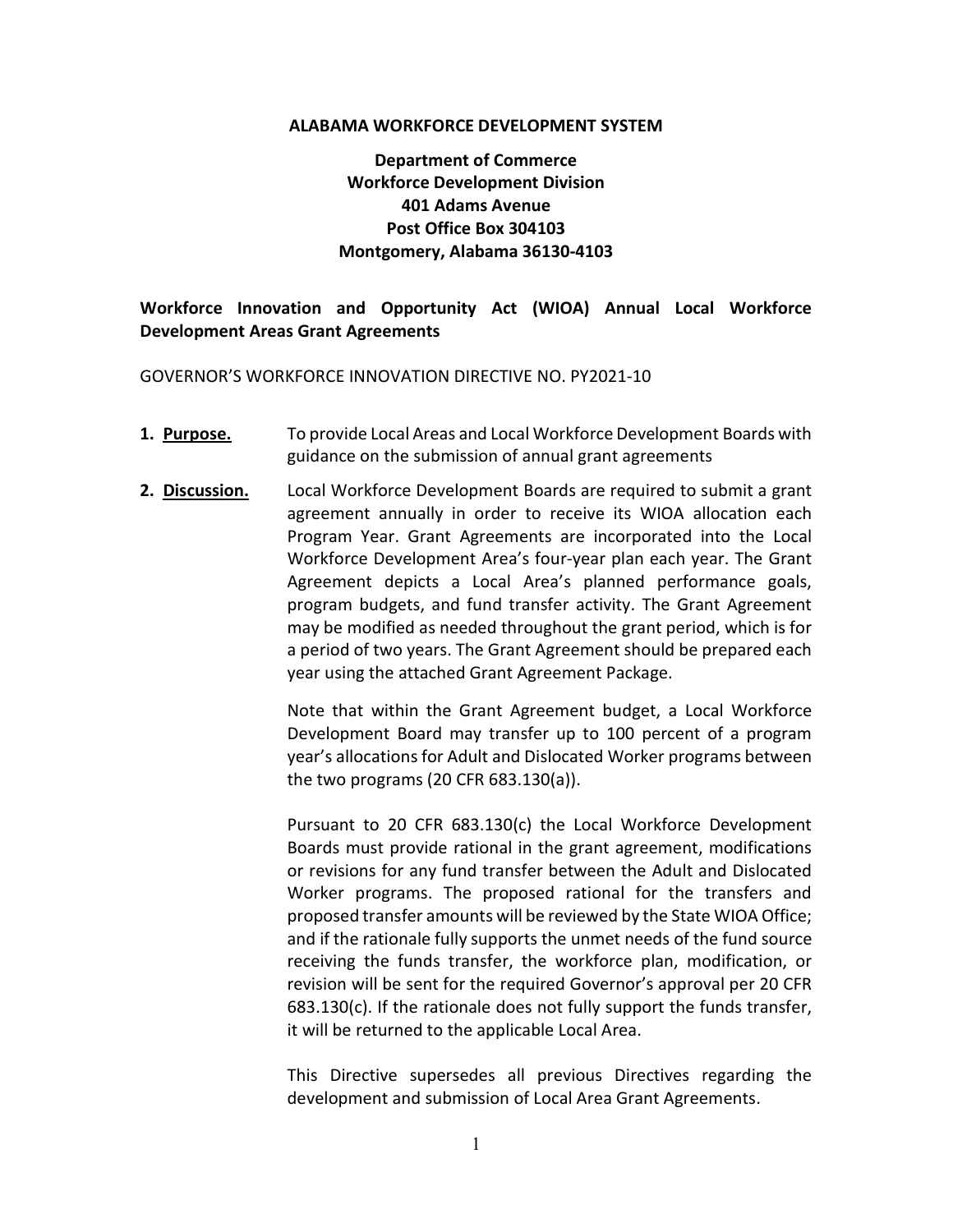**ALABAMA WORKFORCE DEVELOPMENT SYSTEM**

**Department of Commerce**
**Workforce Development Division**
**401 Adams Avenue**
**Post Office Box 304103**
**Montgomery, Alabama 36130-4103**

## Workforce Innovation and Opportunity Act (WIOA) Annual Local Workforce Development Areas Grant Agreements

GOVERNOR'S WORKFORCE INNOVATION DIRECTIVE NO. PY2021-10

**1. Purpose.** To provide Local Areas and Local Workforce Development Boards with guidance on the submission of annual grant agreements

**2. Discussion.** Local Workforce Development Boards are required to submit a grant agreement annually in order to receive its WIOA allocation each Program Year. Grant Agreements are incorporated into the Local Workforce Development Area's four-year plan each year. The Grant Agreement depicts a Local Area's planned performance goals, program budgets, and fund transfer activity. The Grant Agreement may be modified as needed throughout the grant period, which is for a period of two years. The Grant Agreement should be prepared each year using the attached Grant Agreement Package.

Note that within the Grant Agreement budget, a Local Workforce Development Board may transfer up to 100 percent of a program year's allocations for Adult and Dislocated Worker programs between the two programs (20 CFR 683.130(a)).

Pursuant to 20 CFR 683.130(c) the Local Workforce Development Boards must provide rational in the grant agreement, modifications or revisions for any fund transfer between the Adult and Dislocated Worker programs. The proposed rational for the transfers and proposed transfer amounts will be reviewed by the State WIOA Office; and if the rationale fully supports the unmet needs of the fund source receiving the funds transfer, the workforce plan, modification, or revision will be sent for the required Governor's approval per 20 CFR 683.130(c). If the rationale does not fully support the funds transfer, it will be returned to the applicable Local Area.

This Directive supersedes all previous Directives regarding the development and submission of Local Area Grant Agreements.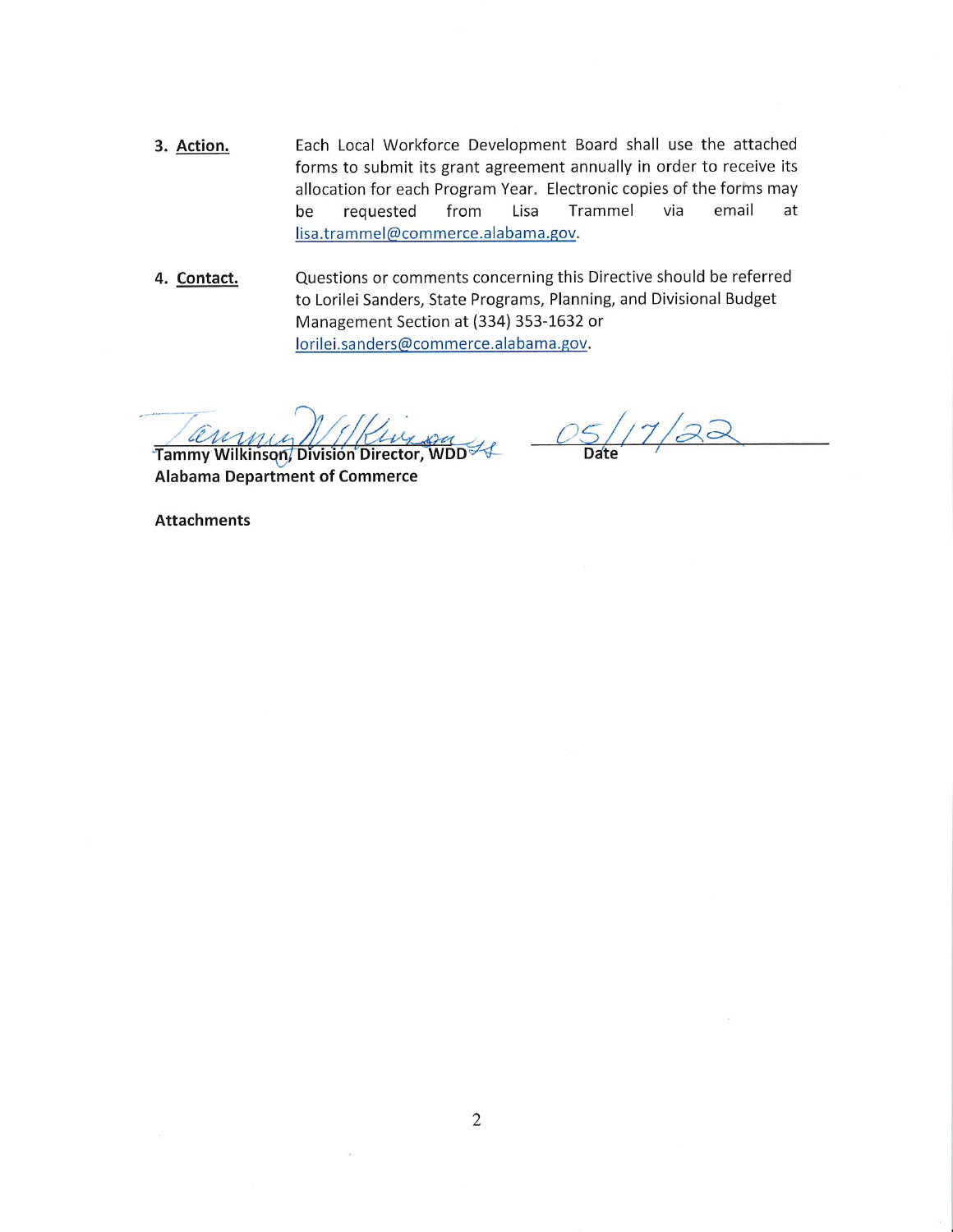**3. Action.** Each Local Workforce Development Board shall use the attached forms to submit its grant agreement annually in order to receive its allocation for each Program Year. Electronic copies of the forms may be requested from Lisa Trammel via email at lisa.trammel@commerce.alabama.gov.

**4. Contact.** Questions or comments concerning this Directive should be referred to Lorilei Sanders, State Programs, Planning, and Divisional Budget Management Section at (334) 353-1632 or lorilei.sanders@commerce.alabama.gov.

Tammy Wilkinson, Division Director, WDD
**Alabama Department of Commerce**

05/17/22
**Date**

**Attachments**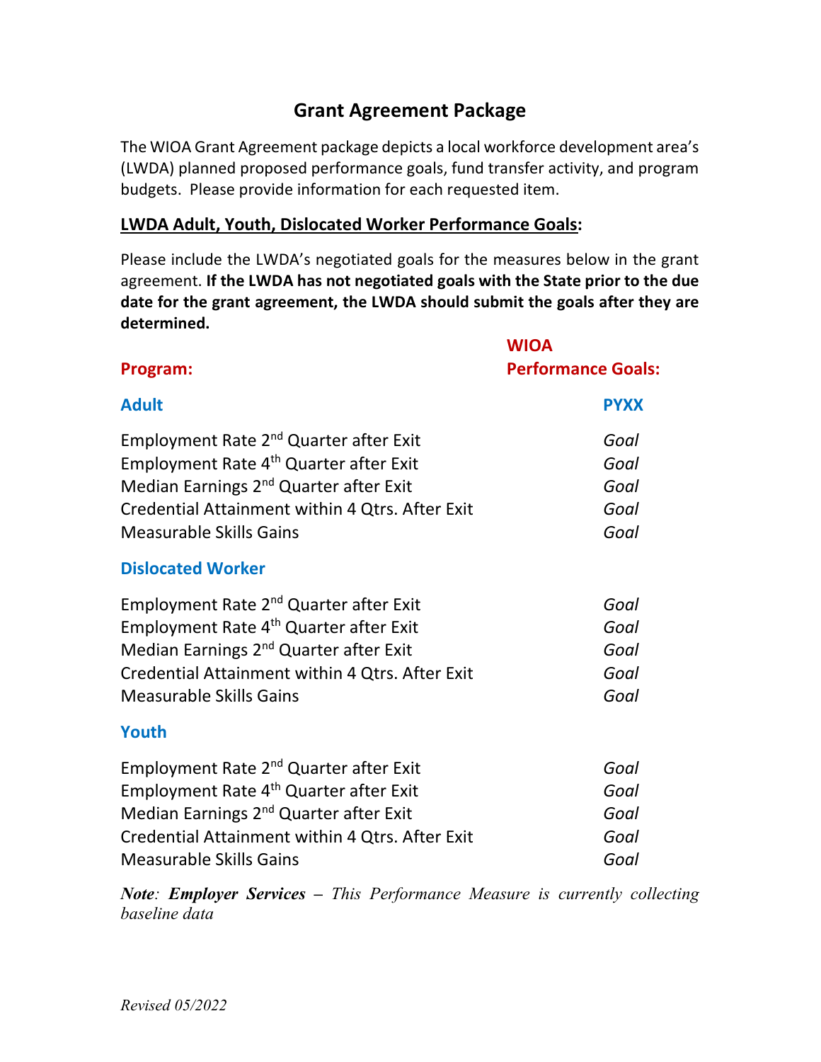# Grant Agreement Package

The WIOA Grant Agreement package depicts a local workforce development area's (LWDA) planned proposed performance goals, fund transfer activity, and program budgets. Please provide information for each requested item.

## LWDA Adult, Youth, Dislocated Worker Performance Goals:

Please include the LWDA's negotiated goals for the measures below in the grant agreement. **If the LWDA has not negotiated goals with the State prior to the due date for the grant agreement, the LWDA should submit the goals after they are determined.**

| Program: | WIOA Performance Goals: |
|---|---|
| **Adult** | **PYXX** |
| Employment Rate 2nd Quarter after Exit | *Goal* |
| Employment Rate 4th Quarter after Exit | *Goal* |
| Median Earnings 2nd Quarter after Exit | *Goal* |
| Credential Attainment within 4 Qtrs. After Exit | *Goal* |
| Measurable Skills Gains | *Goal* |
| **Dislocated Worker** | |
| Employment Rate 2nd Quarter after Exit | *Goal* |
| Employment Rate 4th Quarter after Exit | *Goal* |
| Median Earnings 2nd Quarter after Exit | *Goal* |
| Credential Attainment within 4 Qtrs. After Exit | *Goal* |
| Measurable Skills Gains | *Goal* |
| **Youth** | |
| Employment Rate 2nd Quarter after Exit | *Goal* |
| Employment Rate 4th Quarter after Exit | *Goal* |
| Median Earnings 2nd Quarter after Exit | *Goal* |
| Credential Attainment within 4 Qtrs. After Exit | *Goal* |
| Measurable Skills Gains | *Goal* |

***Note**: **Employer Services** – This Performance Measure is currently collecting baseline data*

*Revised 05/2022*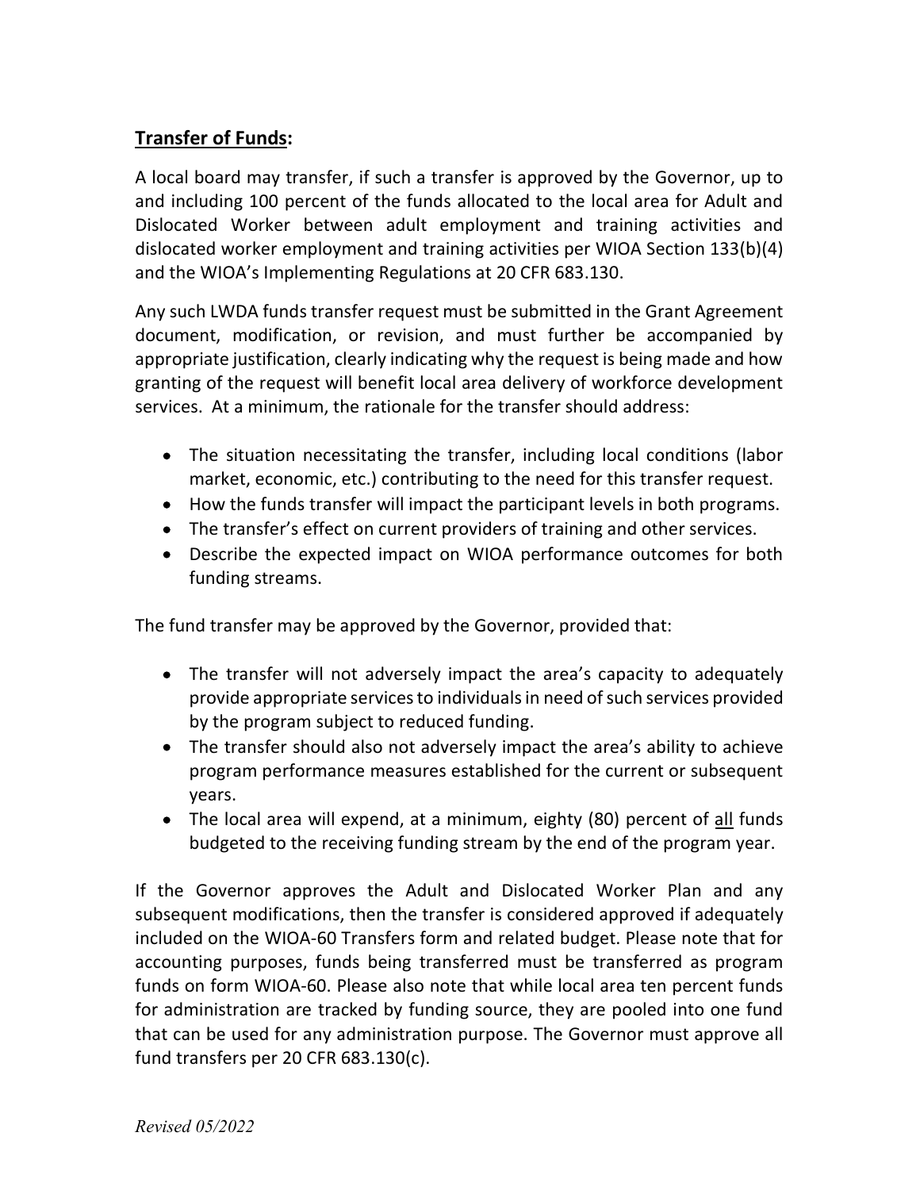## **Transfer of Funds:**

A local board may transfer, if such a transfer is approved by the Governor, up to and including 100 percent of the funds allocated to the local area for Adult and Dislocated Worker between adult employment and training activities and dislocated worker employment and training activities per WIOA Section 133(b)(4) and the WIOA's Implementing Regulations at 20 CFR 683.130.

Any such LWDA funds transfer request must be submitted in the Grant Agreement document, modification, or revision, and must further be accompanied by appropriate justification, clearly indicating why the request is being made and how granting of the request will benefit local area delivery of workforce development services. At a minimum, the rationale for the transfer should address:

- The situation necessitating the transfer, including local conditions (labor market, economic, etc.) contributing to the need for this transfer request.
- How the funds transfer will impact the participant levels in both programs.
- The transfer's effect on current providers of training and other services.
- Describe the expected impact on WIOA performance outcomes for both funding streams.

The fund transfer may be approved by the Governor, provided that:

- The transfer will not adversely impact the area's capacity to adequately provide appropriate services to individuals in need of such services provided by the program subject to reduced funding.
- The transfer should also not adversely impact the area's ability to achieve program performance measures established for the current or subsequent years.
- The local area will expend, at a minimum, eighty (80) percent of <u>all</u> funds budgeted to the receiving funding stream by the end of the program year.

If the Governor approves the Adult and Dislocated Worker Plan and any subsequent modifications, then the transfer is considered approved if adequately included on the WIOA-60 Transfers form and related budget. Please note that for accounting purposes, funds being transferred must be transferred as program funds on form WIOA-60. Please also note that while local area ten percent funds for administration are tracked by funding source, they are pooled into one fund that can be used for any administration purpose. The Governor must approve all fund transfers per 20 CFR 683.130(c).

*Revised 05/2022*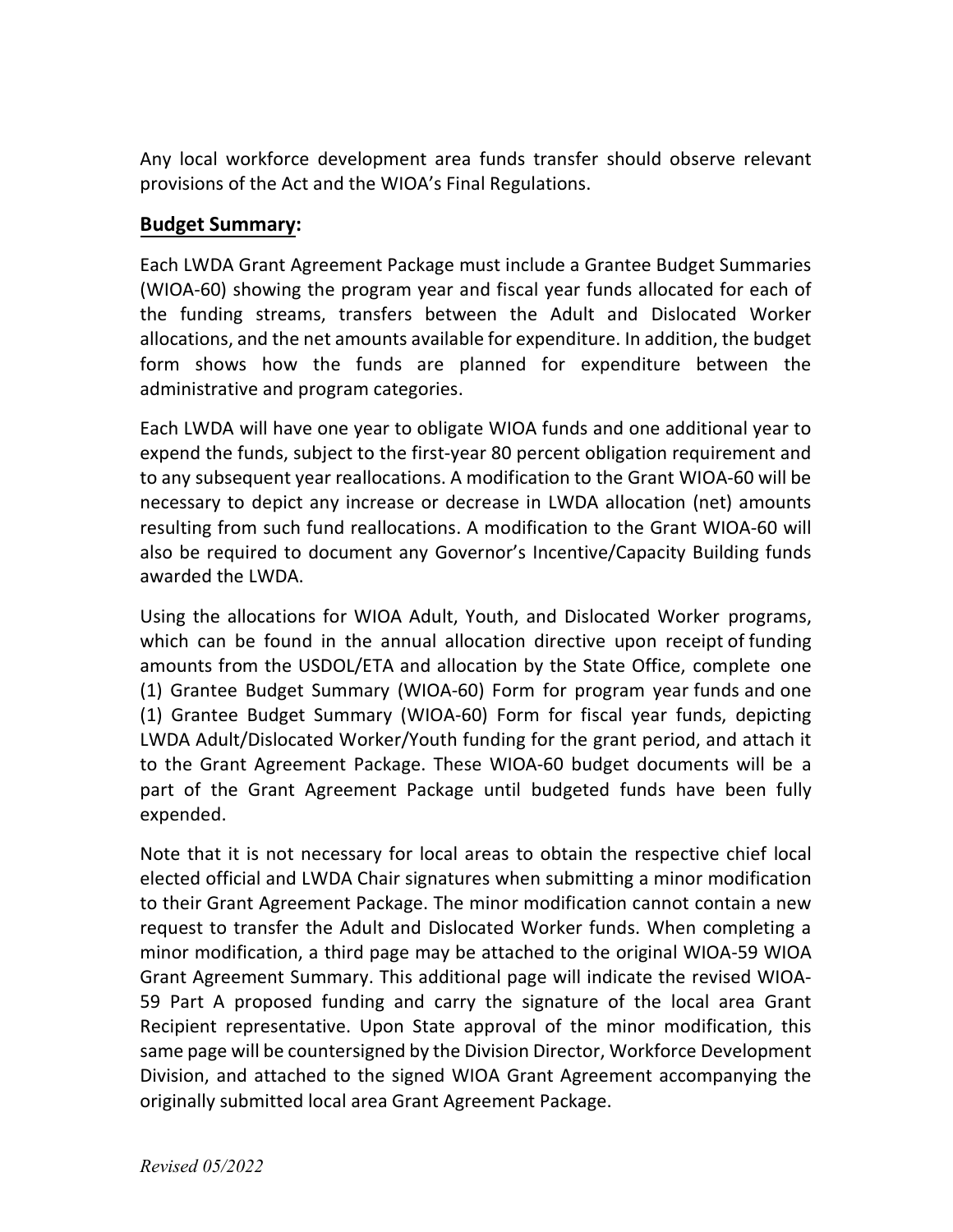Any local workforce development area funds transfer should observe relevant provisions of the Act and the WIOA's Final Regulations.

## Budget Summary:

Each LWDA Grant Agreement Package must include a Grantee Budget Summaries (WIOA-60) showing the program year and fiscal year funds allocated for each of the funding streams, transfers between the Adult and Dislocated Worker allocations, and the net amounts available for expenditure. In addition, the budget form shows how the funds are planned for expenditure between the administrative and program categories.

Each LWDA will have one year to obligate WIOA funds and one additional year to expend the funds, subject to the first-year 80 percent obligation requirement and to any subsequent year reallocations. A modification to the Grant WIOA-60 will be necessary to depict any increase or decrease in LWDA allocation (net) amounts resulting from such fund reallocations. A modification to the Grant WIOA-60 will also be required to document any Governor's Incentive/Capacity Building funds awarded the LWDA.

Using the allocations for WIOA Adult, Youth, and Dislocated Worker programs, which can be found in the annual allocation directive upon receipt of funding amounts from the USDOL/ETA and allocation by the State Office, complete one (1) Grantee Budget Summary (WIOA-60) Form for program year funds and one (1) Grantee Budget Summary (WIOA-60) Form for fiscal year funds, depicting LWDA Adult/Dislocated Worker/Youth funding for the grant period, and attach it to the Grant Agreement Package. These WIOA-60 budget documents will be a part of the Grant Agreement Package until budgeted funds have been fully expended.

Note that it is not necessary for local areas to obtain the respective chief local elected official and LWDA Chair signatures when submitting a minor modification to their Grant Agreement Package. The minor modification cannot contain a new request to transfer the Adult and Dislocated Worker funds. When completing a minor modification, a third page may be attached to the original WIOA-59 WIOA Grant Agreement Summary. This additional page will indicate the revised WIOA-59 Part A proposed funding and carry the signature of the local area Grant Recipient representative. Upon State approval of the minor modification, this same page will be countersigned by the Division Director, Workforce Development Division, and attached to the signed WIOA Grant Agreement accompanying the originally submitted local area Grant Agreement Package.

*Revised 05/2022*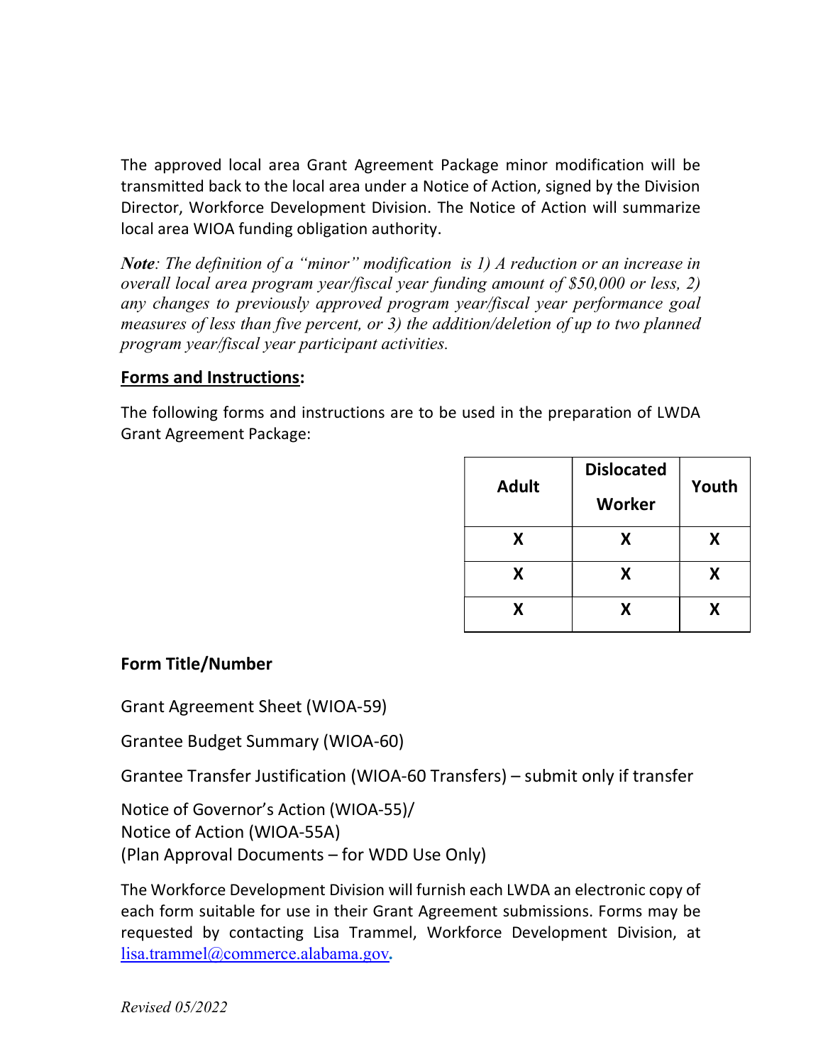The approved local area Grant Agreement Package minor modification will be transmitted back to the local area under a Notice of Action, signed by the Division Director, Workforce Development Division. The Notice of Action will summarize local area WIOA funding obligation authority.

***Note**: The definition of a "minor" modification is 1) A reduction or an increase in overall local area program year/fiscal year funding amount of $50,000 or less, 2) any changes to previously approved program year/fiscal year performance goal measures of less than five percent, or 3) the addition/deletion of up to two planned program year/fiscal year participant activities.*

**Forms and Instructions:**

The following forms and instructions are to be used in the preparation of LWDA Grant Agreement Package:

| Form Title/Number | Adult | Dislocated Worker | Youth |
|---|---|---|---|
| Grant Agreement Sheet (WIOA-59) | X | X | X |
| Grantee Budget Summary (WIOA-60) | X | X | X |
| Grantee Transfer Justification (WIOA-60 Transfers) – submit only if transfer | X | X | X |

Notice of Governor's Action (WIOA-55)/
Notice of Action (WIOA-55A)
(Plan Approval Documents – for WDD Use Only)

The Workforce Development Division will furnish each LWDA an electronic copy of each form suitable for use in their Grant Agreement submissions. Forms may be requested by contacting Lisa Trammel, Workforce Development Division, at lisa.trammel@commerce.alabama.gov.

*Revised 05/2022*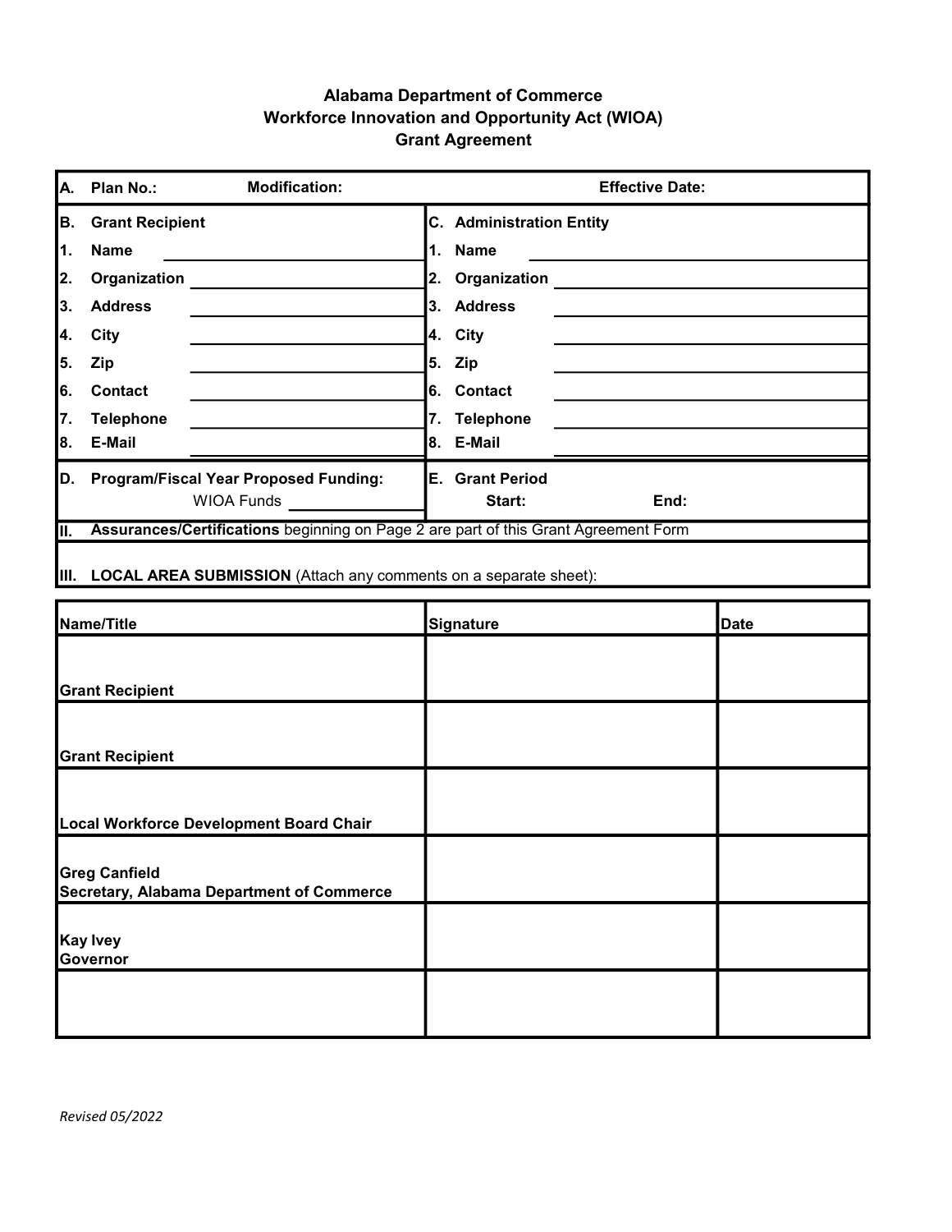# Alabama Department of Commerce
## Workforce Innovation and Opportunity Act (WIOA)
## Grant Agreement

| | | |
|---|---|---|
| **A. Plan No.:** | **Modification:** | **Effective Date:** |

| **B. Grant Recipient** | | **C. Administration Entity** | |
|---|---|---|---|
| **1. Name** | | **1. Name** | |
| **2. Organization** | | **2. Organization** | |
| **3. Address** | | **3. Address** | |
| **4. City** | | **4. City** | |
| **5. Zip** | | **5. Zip** | |
| **6. Contact** | | **6. Contact** | |
| **7. Telephone** | | **7. Telephone** | |
| **8. E-Mail** | | **8. E-Mail** | |

| | |
|---|---|
| **D. Program/Fiscal Year Proposed Funding:** WIOA Funds | **E. Grant Period** **Start:** **End:** |

**II. Assurances/Certifications** beginning on Page 2 are part of this Grant Agreement Form

**III. LOCAL AREA SUBMISSION** (Attach any comments on a separate sheet):

| Name/Title | Signature | Date |
|---|---|---|
| **Grant Recipient** | | |
| **Grant Recipient** | | |
| **Local Workforce Development Board Chair** | | |
| **Greg Canfield**<br>**Secretary, Alabama Department of Commerce** | | |
| **Kay Ivey**<br>**Governor** | | |
| | | |

*Revised 05/2022*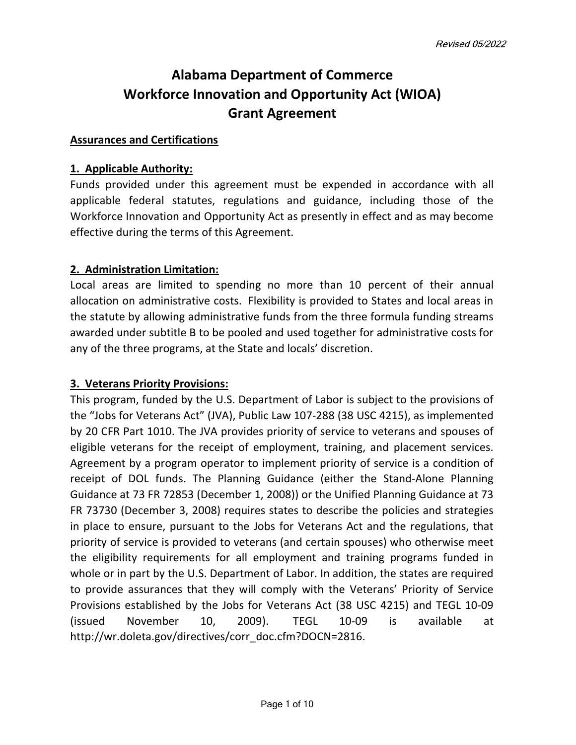*Revised 05/2022*

# Alabama Department of Commerce
# Workforce Innovation and Opportunity Act (WIOA)
# Grant Agreement

**Assurances and Certifications**

**1. Applicable Authority:**

Funds provided under this agreement must be expended in accordance with all applicable federal statutes, regulations and guidance, including those of the Workforce Innovation and Opportunity Act as presently in effect and as may become effective during the terms of this Agreement.

**2. Administration Limitation:**

Local areas are limited to spending no more than 10 percent of their annual allocation on administrative costs. Flexibility is provided to States and local areas in the statute by allowing administrative funds from the three formula funding streams awarded under subtitle B to be pooled and used together for administrative costs for any of the three programs, at the State and locals' discretion.

**3. Veterans Priority Provisions:**

This program, funded by the U.S. Department of Labor is subject to the provisions of the "Jobs for Veterans Act" (JVA), Public Law 107-288 (38 USC 4215), as implemented by 20 CFR Part 1010. The JVA provides priority of service to veterans and spouses of eligible veterans for the receipt of employment, training, and placement services. Agreement by a program operator to implement priority of service is a condition of receipt of DOL funds. The Planning Guidance (either the Stand-Alone Planning Guidance at 73 FR 72853 (December 1, 2008)) or the Unified Planning Guidance at 73 FR 73730 (December 3, 2008) requires states to describe the policies and strategies in place to ensure, pursuant to the Jobs for Veterans Act and the regulations, that priority of service is provided to veterans (and certain spouses) who otherwise meet the eligibility requirements for all employment and training programs funded in whole or in part by the U.S. Department of Labor. In addition, the states are required to provide assurances that they will comply with the Veterans' Priority of Service Provisions established by the Jobs for Veterans Act (38 USC 4215) and TEGL 10-09 (issued November 10, 2009). TEGL 10-09 is available at http://wr.doleta.gov/directives/corr_doc.cfm?DOCN=2816.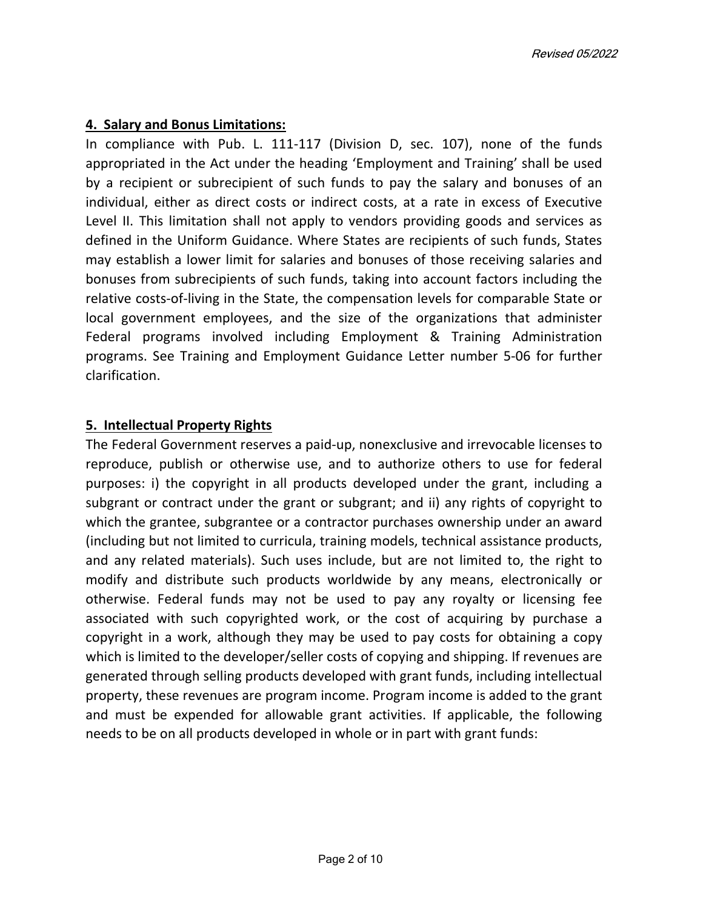## 4. Salary and Bonus Limitations:

In compliance with Pub. L. 111-117 (Division D, sec. 107), none of the funds appropriated in the Act under the heading 'Employment and Training' shall be used by a recipient or subrecipient of such funds to pay the salary and bonuses of an individual, either as direct costs or indirect costs, at a rate in excess of Executive Level II. This limitation shall not apply to vendors providing goods and services as defined in the Uniform Guidance. Where States are recipients of such funds, States may establish a lower limit for salaries and bonuses of those receiving salaries and bonuses from subrecipients of such funds, taking into account factors including the relative costs-of-living in the State, the compensation levels for comparable State or local government employees, and the size of the organizations that administer Federal programs involved including Employment & Training Administration programs. See Training and Employment Guidance Letter number 5-06 for further clarification.

## 5. Intellectual Property Rights

The Federal Government reserves a paid-up, nonexclusive and irrevocable licenses to reproduce, publish or otherwise use, and to authorize others to use for federal purposes: i) the copyright in all products developed under the grant, including a subgrant or contract under the grant or subgrant; and ii) any rights of copyright to which the grantee, subgrantee or a contractor purchases ownership under an award (including but not limited to curricula, training models, technical assistance products, and any related materials). Such uses include, but are not limited to, the right to modify and distribute such products worldwide by any means, electronically or otherwise. Federal funds may not be used to pay any royalty or licensing fee associated with such copyrighted work, or the cost of acquiring by purchase a copyright in a work, although they may be used to pay costs for obtaining a copy which is limited to the developer/seller costs of copying and shipping. If revenues are generated through selling products developed with grant funds, including intellectual property, these revenues are program income. Program income is added to the grant and must be expended for allowable grant activities. If applicable, the following needs to be on all products developed in whole or in part with grant funds: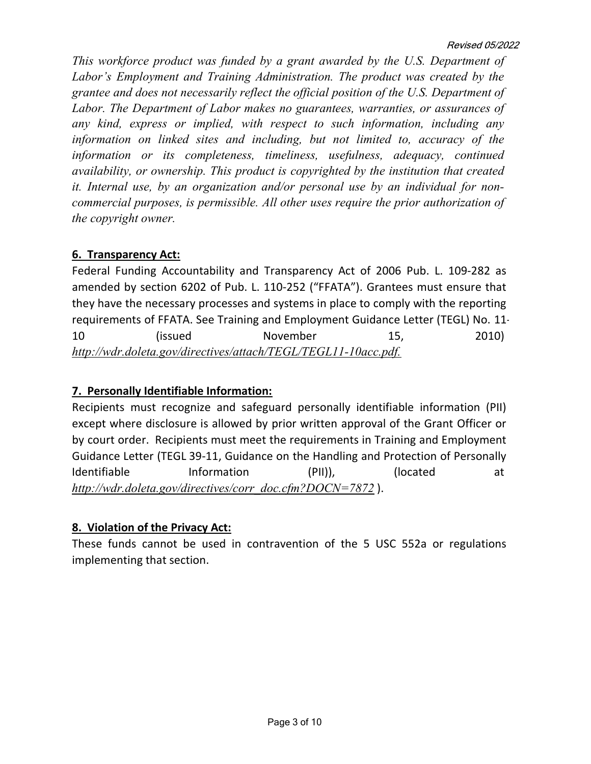*This workforce product was funded by a grant awarded by the U.S. Department of Labor's Employment and Training Administration. The product was created by the grantee and does not necessarily reflect the official position of the U.S. Department of Labor. The Department of Labor makes no guarantees, warranties, or assurances of any kind, express or implied, with respect to such information, including any information on linked sites and including, but not limited to, accuracy of the information or its completeness, timeliness, usefulness, adequacy, continued availability, or ownership. This product is copyrighted by the institution that created it. Internal use, by an organization and/or personal use by an individual for non-commercial purposes, is permissible. All other uses require the prior authorization of the copyright owner.*

## **6. Transparency Act:**

Federal Funding Accountability and Transparency Act of 2006 Pub. L. 109-282 as amended by section 6202 of Pub. L. 110-252 ("FFATA"). Grantees must ensure that they have the necessary processes and systems in place to comply with the reporting requirements of FFATA. See Training and Employment Guidance Letter (TEGL) No. 11-10 (issued November 15, 2010) *http://wdr.doleta.gov/directives/attach/TEGL/TEGL11-10acc.pdf.*

## **7. Personally Identifiable Information:**

Recipients must recognize and safeguard personally identifiable information (PII) except where disclosure is allowed by prior written approval of the Grant Officer or by court order. Recipients must meet the requirements in Training and Employment Guidance Letter (TEGL 39-11, Guidance on the Handling and Protection of Personally Identifiable Information (PII)), (located at *http://wdr.doleta.gov/directives/corr_doc.cfm?DOCN=7872* ).

## **8. Violation of the Privacy Act:**

These funds cannot be used in contravention of the 5 USC 552a or regulations implementing that section.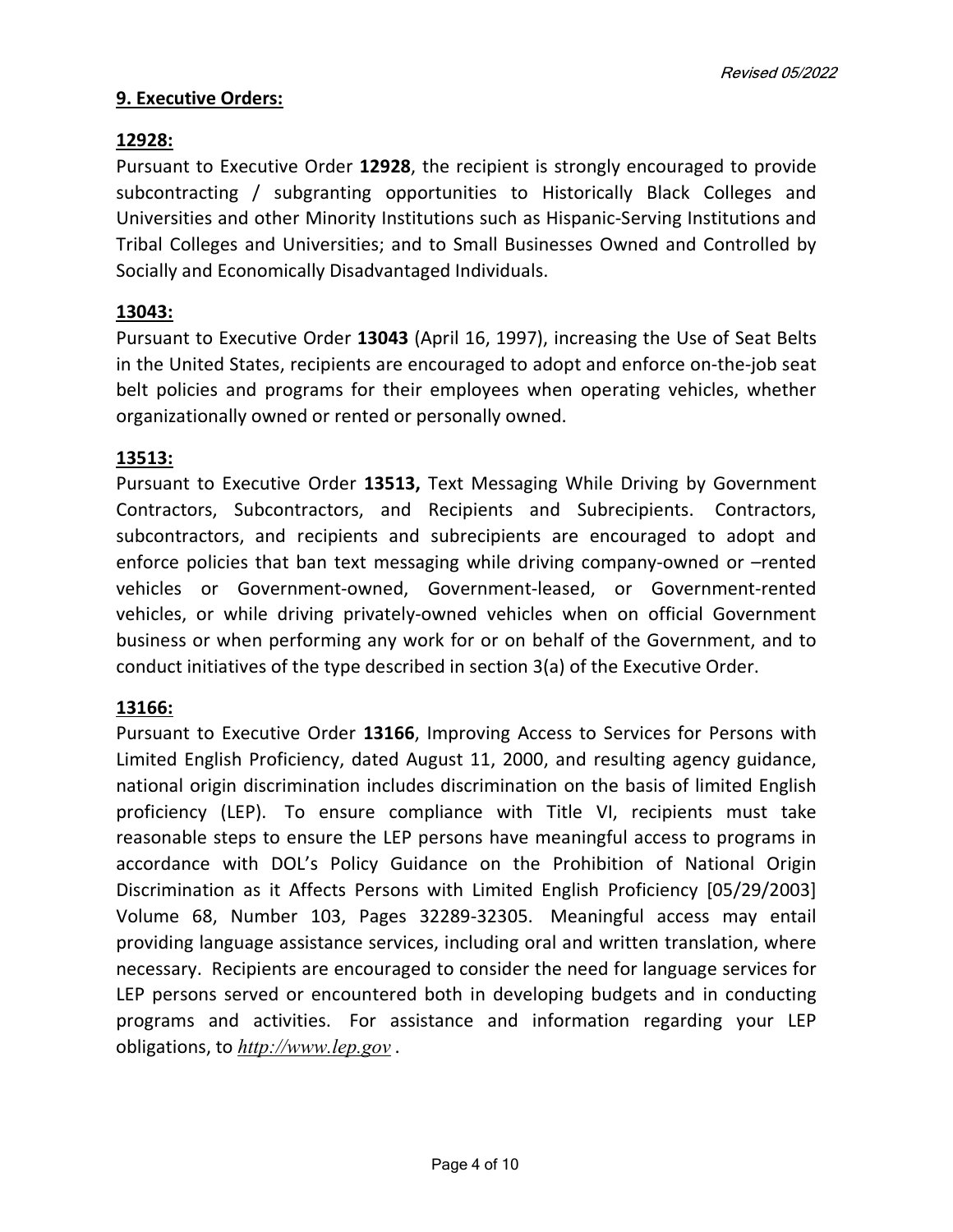## **9. Executive Orders:**

### **12928:**

Pursuant to Executive Order **12928**, the recipient is strongly encouraged to provide subcontracting / subgranting opportunities to Historically Black Colleges and Universities and other Minority Institutions such as Hispanic-Serving Institutions and Tribal Colleges and Universities; and to Small Businesses Owned and Controlled by Socially and Economically Disadvantaged Individuals.

### **13043:**

Pursuant to Executive Order **13043** (April 16, 1997), increasing the Use of Seat Belts in the United States, recipients are encouraged to adopt and enforce on-the-job seat belt policies and programs for their employees when operating vehicles, whether organizationally owned or rented or personally owned.

### **13513:**

Pursuant to Executive Order **13513,** Text Messaging While Driving by Government Contractors, Subcontractors, and Recipients and Subrecipients. Contractors, subcontractors, and recipients and subrecipients are encouraged to adopt and enforce policies that ban text messaging while driving company-owned or –rented vehicles or Government-owned, Government-leased, or Government-rented vehicles, or while driving privately-owned vehicles when on official Government business or when performing any work for or on behalf of the Government, and to conduct initiatives of the type described in section 3(a) of the Executive Order.

### **13166:**

Pursuant to Executive Order **13166**, Improving Access to Services for Persons with Limited English Proficiency, dated August 11, 2000, and resulting agency guidance, national origin discrimination includes discrimination on the basis of limited English proficiency (LEP). To ensure compliance with Title VI, recipients must take reasonable steps to ensure the LEP persons have meaningful access to programs in accordance with DOL's Policy Guidance on the Prohibition of National Origin Discrimination as it Affects Persons with Limited English Proficiency [05/29/2003] Volume 68, Number 103, Pages 32289-32305. Meaningful access may entail providing language assistance services, including oral and written translation, where necessary. Recipients are encouraged to consider the need for language services for LEP persons served or encountered both in developing budgets and in conducting programs and activities. For assistance and information regarding your LEP obligations, to *http://www.lep.gov* .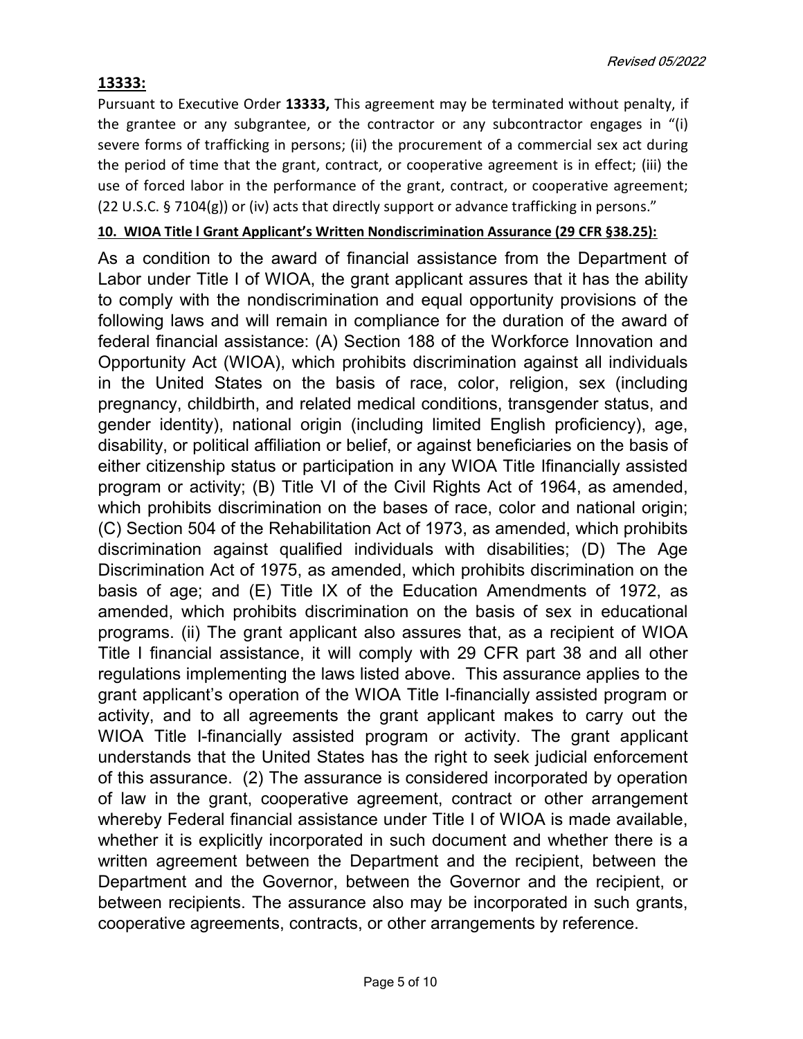**13333:**

Pursuant to Executive Order **13333,** This agreement may be terminated without penalty, if the grantee or any subgrantee, or the contractor or any subcontractor engages in "(i) severe forms of trafficking in persons; (ii) the procurement of a commercial sex act during the period of time that the grant, contract, or cooperative agreement is in effect; (iii) the use of forced labor in the performance of the grant, contract, or cooperative agreement; (22 U.S.C. § 7104(g)) or (iv) acts that directly support or advance trafficking in persons."

**10. WIOA Title l Grant Applicant's Written Nondiscrimination Assurance (29 CFR §38.25):**

As a condition to the award of financial assistance from the Department of Labor under Title I of WIOA, the grant applicant assures that it has the ability to comply with the nondiscrimination and equal opportunity provisions of the following laws and will remain in compliance for the duration of the award of federal financial assistance: (A) Section 188 of the Workforce Innovation and Opportunity Act (WIOA), which prohibits discrimination against all individuals in the United States on the basis of race, color, religion, sex (including pregnancy, childbirth, and related medical conditions, transgender status, and gender identity), national origin (including limited English proficiency), age, disability, or political affiliation or belief, or against beneficiaries on the basis of either citizenship status or participation in any WIOA Title Ifinancially assisted program or activity; (B) Title VI of the Civil Rights Act of 1964, as amended, which prohibits discrimination on the bases of race, color and national origin; (C) Section 504 of the Rehabilitation Act of 1973, as amended, which prohibits discrimination against qualified individuals with disabilities; (D) The Age Discrimination Act of 1975, as amended, which prohibits discrimination on the basis of age; and (E) Title IX of the Education Amendments of 1972, as amended, which prohibits discrimination on the basis of sex in educational programs. (ii) The grant applicant also assures that, as a recipient of WIOA Title I financial assistance, it will comply with 29 CFR part 38 and all other regulations implementing the laws listed above. This assurance applies to the grant applicant's operation of the WIOA Title I-financially assisted program or activity, and to all agreements the grant applicant makes to carry out the WIOA Title I-financially assisted program or activity. The grant applicant understands that the United States has the right to seek judicial enforcement of this assurance. (2) The assurance is considered incorporated by operation of law in the grant, cooperative agreement, contract or other arrangement whereby Federal financial assistance under Title I of WIOA is made available, whether it is explicitly incorporated in such document and whether there is a written agreement between the Department and the recipient, between the Department and the Governor, between the Governor and the recipient, or between recipients. The assurance also may be incorporated in such grants, cooperative agreements, contracts, or other arrangements by reference.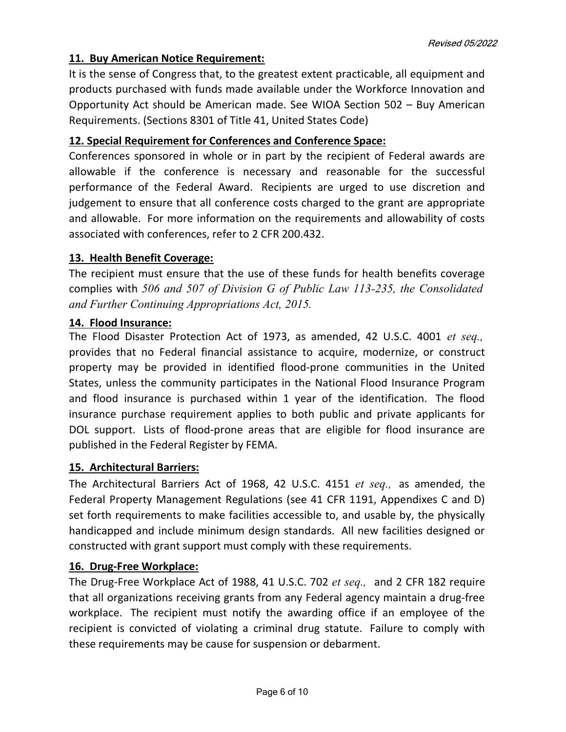**11. Buy American Notice Requirement:**

It is the sense of Congress that, to the greatest extent practicable, all equipment and products purchased with funds made available under the Workforce Innovation and Opportunity Act should be American made. See WIOA Section 502 – Buy American Requirements. (Sections 8301 of Title 41, United States Code)

**12. Special Requirement for Conferences and Conference Space:**

Conferences sponsored in whole or in part by the recipient of Federal awards are allowable if the conference is necessary and reasonable for the successful performance of the Federal Award. Recipients are urged to use discretion and judgement to ensure that all conference costs charged to the grant are appropriate and allowable. For more information on the requirements and allowability of costs associated with conferences, refer to 2 CFR 200.432.

**13. Health Benefit Coverage:**

The recipient must ensure that the use of these funds for health benefits coverage complies with *506 and 507 of Division G of Public Law 113-235, the Consolidated and Further Continuing Appropriations Act, 2015.*

**14. Flood Insurance:**

The Flood Disaster Protection Act of 1973, as amended, 42 U.S.C. 4001 *et seq.,* provides that no Federal financial assistance to acquire, modernize, or construct property may be provided in identified flood-prone communities in the United States, unless the community participates in the National Flood Insurance Program and flood insurance is purchased within 1 year of the identification. The flood insurance purchase requirement applies to both public and private applicants for DOL support. Lists of flood-prone areas that are eligible for flood insurance are published in the Federal Register by FEMA.

**15. Architectural Barriers:**

The Architectural Barriers Act of 1968, 42 U.S.C. 4151 *et seq.,* as amended, the Federal Property Management Regulations (see 41 CFR 1191, Appendixes C and D) set forth requirements to make facilities accessible to, and usable by, the physically handicapped and include minimum design standards. All new facilities designed or constructed with grant support must comply with these requirements.

**16. Drug-Free Workplace:**

The Drug-Free Workplace Act of 1988, 41 U.S.C. 702 *et seq.,* and 2 CFR 182 require that all organizations receiving grants from any Federal agency maintain a drug-free workplace. The recipient must notify the awarding office if an employee of the recipient is convicted of violating a criminal drug statute. Failure to comply with these requirements may be cause for suspension or debarment.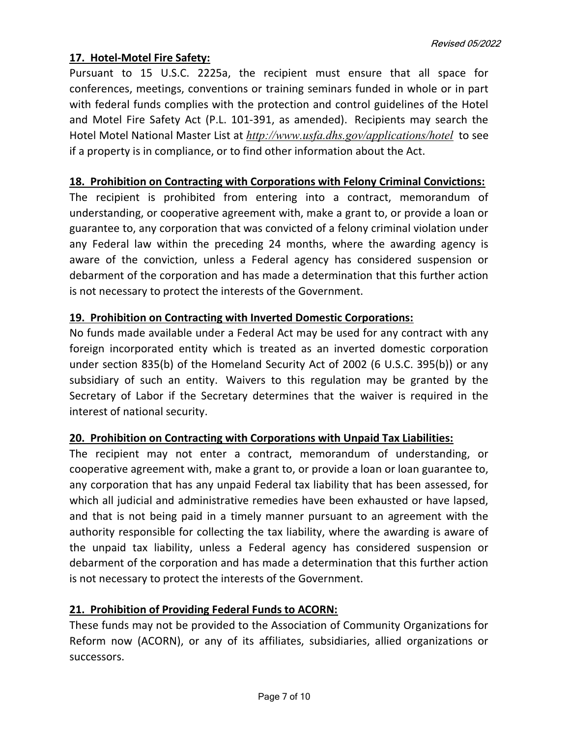**17. Hotel-Motel Fire Safety:**

Pursuant to 15 U.S.C. 2225a, the recipient must ensure that all space for conferences, meetings, conventions or training seminars funded in whole or in part with federal funds complies with the protection and control guidelines of the Hotel and Motel Fire Safety Act (P.L. 101-391, as amended). Recipients may search the Hotel Motel National Master List at *http://www.usfa.dhs.gov/applications/hotel* to see if a property is in compliance, or to find other information about the Act.

**18. Prohibition on Contracting with Corporations with Felony Criminal Convictions:**

The recipient is prohibited from entering into a contract, memorandum of understanding, or cooperative agreement with, make a grant to, or provide a loan or guarantee to, any corporation that was convicted of a felony criminal violation under any Federal law within the preceding 24 months, where the awarding agency is aware of the conviction, unless a Federal agency has considered suspension or debarment of the corporation and has made a determination that this further action is not necessary to protect the interests of the Government.

**19. Prohibition on Contracting with Inverted Domestic Corporations:**

No funds made available under a Federal Act may be used for any contract with any foreign incorporated entity which is treated as an inverted domestic corporation under section 835(b) of the Homeland Security Act of 2002 (6 U.S.C. 395(b)) or any subsidiary of such an entity. Waivers to this regulation may be granted by the Secretary of Labor if the Secretary determines that the waiver is required in the interest of national security.

**20. Prohibition on Contracting with Corporations with Unpaid Tax Liabilities:**

The recipient may not enter a contract, memorandum of understanding, or cooperative agreement with, make a grant to, or provide a loan or loan guarantee to, any corporation that has any unpaid Federal tax liability that has been assessed, for which all judicial and administrative remedies have been exhausted or have lapsed, and that is not being paid in a timely manner pursuant to an agreement with the authority responsible for collecting the tax liability, where the awarding is aware of the unpaid tax liability, unless a Federal agency has considered suspension or debarment of the corporation and has made a determination that this further action is not necessary to protect the interests of the Government.

**21. Prohibition of Providing Federal Funds to ACORN:**

These funds may not be provided to the Association of Community Organizations for Reform now (ACORN), or any of its affiliates, subsidiaries, allied organizations or successors.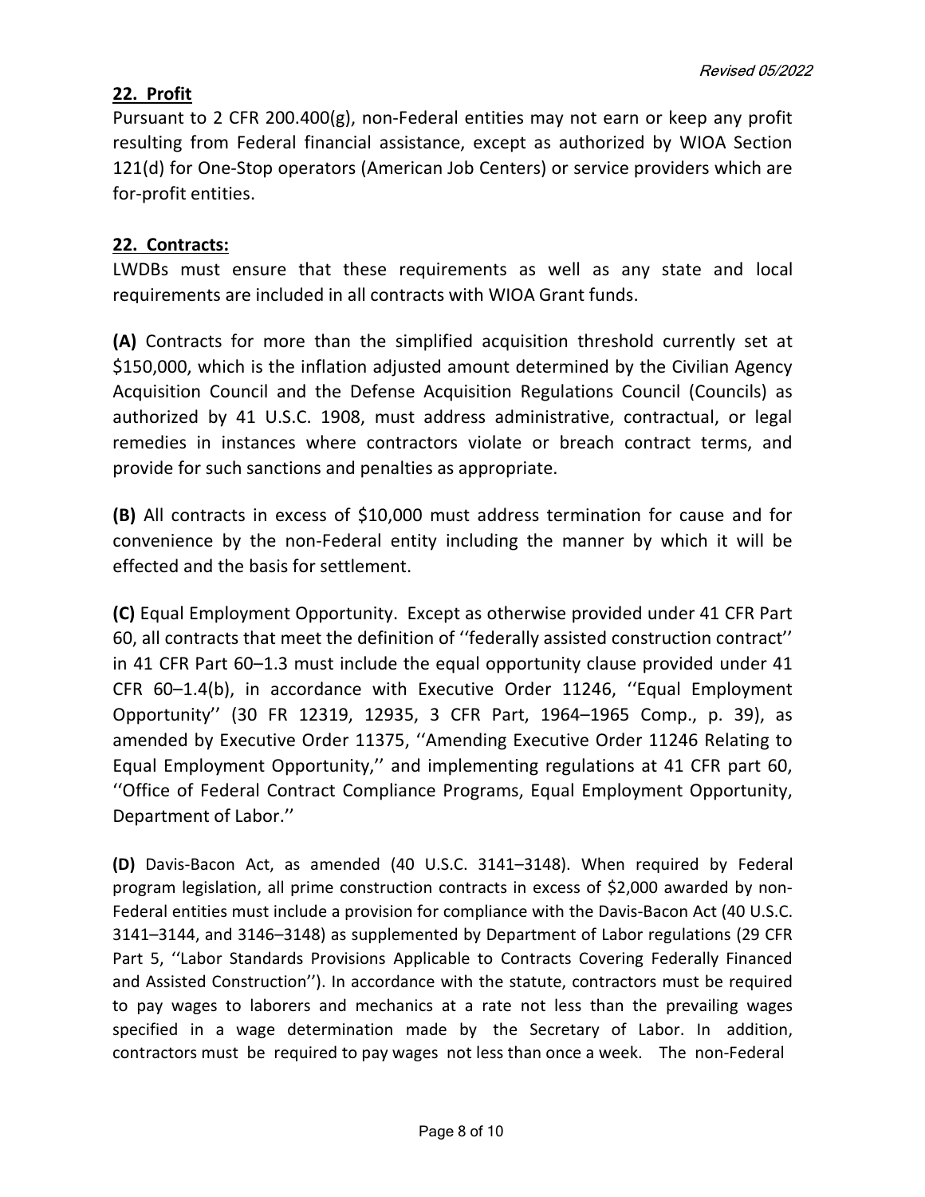## 22. Profit

Pursuant to 2 CFR 200.400(g), non-Federal entities may not earn or keep any profit resulting from Federal financial assistance, except as authorized by WIOA Section 121(d) for One-Stop operators (American Job Centers) or service providers which are for-profit entities.

## 22. Contracts:

LWDBs must ensure that these requirements as well as any state and local requirements are included in all contracts with WIOA Grant funds.

**(A)** Contracts for more than the simplified acquisition threshold currently set at $150,000, which is the inflation adjusted amount determined by the Civilian Agency Acquisition Council and the Defense Acquisition Regulations Council (Councils) as authorized by 41 U.S.C. 1908, must address administrative, contractual, or legal remedies in instances where contractors violate or breach contract terms, and provide for such sanctions and penalties as appropriate.

**(B)** All contracts in excess of $10,000 must address termination for cause and for convenience by the non-Federal entity including the manner by which it will be effected and the basis for settlement.

**(C)** Equal Employment Opportunity. Except as otherwise provided under 41 CFR Part 60, all contracts that meet the definition of ''federally assisted construction contract'' in 41 CFR Part 60–1.3 must include the equal opportunity clause provided under 41 CFR 60–1.4(b), in accordance with Executive Order 11246, ''Equal Employment Opportunity'' (30 FR 12319, 12935, 3 CFR Part, 1964–1965 Comp., p. 39), as amended by Executive Order 11375, ''Amending Executive Order 11246 Relating to Equal Employment Opportunity,'' and implementing regulations at 41 CFR part 60, ''Office of Federal Contract Compliance Programs, Equal Employment Opportunity, Department of Labor.''

**(D)** Davis-Bacon Act, as amended (40 U.S.C. 3141–3148). When required by Federal program legislation, all prime construction contracts in excess of $2,000 awarded by non-Federal entities must include a provision for compliance with the Davis-Bacon Act (40 U.S.C. 3141–3144, and 3146–3148) as supplemented by Department of Labor regulations (29 CFR Part 5, ''Labor Standards Provisions Applicable to Contracts Covering Federally Financed and Assisted Construction''). In accordance with the statute, contractors must be required to pay wages to laborers and mechanics at a rate not less than the prevailing wages specified in a wage determination made by the Secretary of Labor. In addition, contractors must be required to pay wages not less than once a week. The non-Federal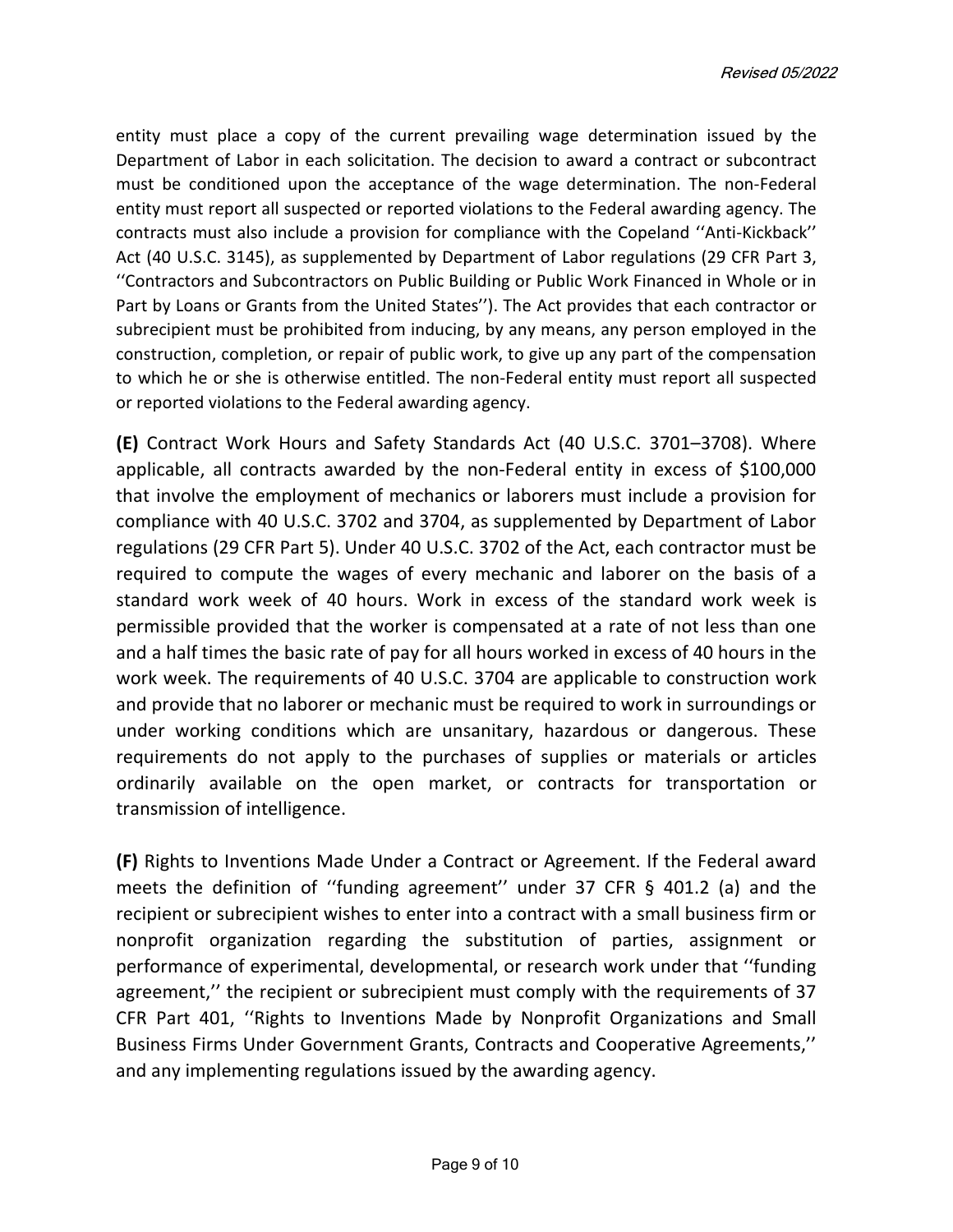entity must place a copy of the current prevailing wage determination issued by the Department of Labor in each solicitation. The decision to award a contract or subcontract must be conditioned upon the acceptance of the wage determination. The non-Federal entity must report all suspected or reported violations to the Federal awarding agency. The contracts must also include a provision for compliance with the Copeland ''Anti-Kickback'' Act (40 U.S.C. 3145), as supplemented by Department of Labor regulations (29 CFR Part 3, ''Contractors and Subcontractors on Public Building or Public Work Financed in Whole or in Part by Loans or Grants from the United States''). The Act provides that each contractor or subrecipient must be prohibited from inducing, by any means, any person employed in the construction, completion, or repair of public work, to give up any part of the compensation to which he or she is otherwise entitled. The non-Federal entity must report all suspected or reported violations to the Federal awarding agency.

**(E)** Contract Work Hours and Safety Standards Act (40 U.S.C. 3701–3708). Where applicable, all contracts awarded by the non-Federal entity in excess of $100,000 that involve the employment of mechanics or laborers must include a provision for compliance with 40 U.S.C. 3702 and 3704, as supplemented by Department of Labor regulations (29 CFR Part 5). Under 40 U.S.C. 3702 of the Act, each contractor must be required to compute the wages of every mechanic and laborer on the basis of a standard work week of 40 hours. Work in excess of the standard work week is permissible provided that the worker is compensated at a rate of not less than one and a half times the basic rate of pay for all hours worked in excess of 40 hours in the work week. The requirements of 40 U.S.C. 3704 are applicable to construction work and provide that no laborer or mechanic must be required to work in surroundings or under working conditions which are unsanitary, hazardous or dangerous. These requirements do not apply to the purchases of supplies or materials or articles ordinarily available on the open market, or contracts for transportation or transmission of intelligence.

**(F)** Rights to Inventions Made Under a Contract or Agreement. If the Federal award meets the definition of ''funding agreement'' under 37 CFR § 401.2 (a) and the recipient or subrecipient wishes to enter into a contract with a small business firm or nonprofit organization regarding the substitution of parties, assignment or performance of experimental, developmental, or research work under that ''funding agreement,'' the recipient or subrecipient must comply with the requirements of 37 CFR Part 401, ''Rights to Inventions Made by Nonprofit Organizations and Small Business Firms Under Government Grants, Contracts and Cooperative Agreements,'' and any implementing regulations issued by the awarding agency.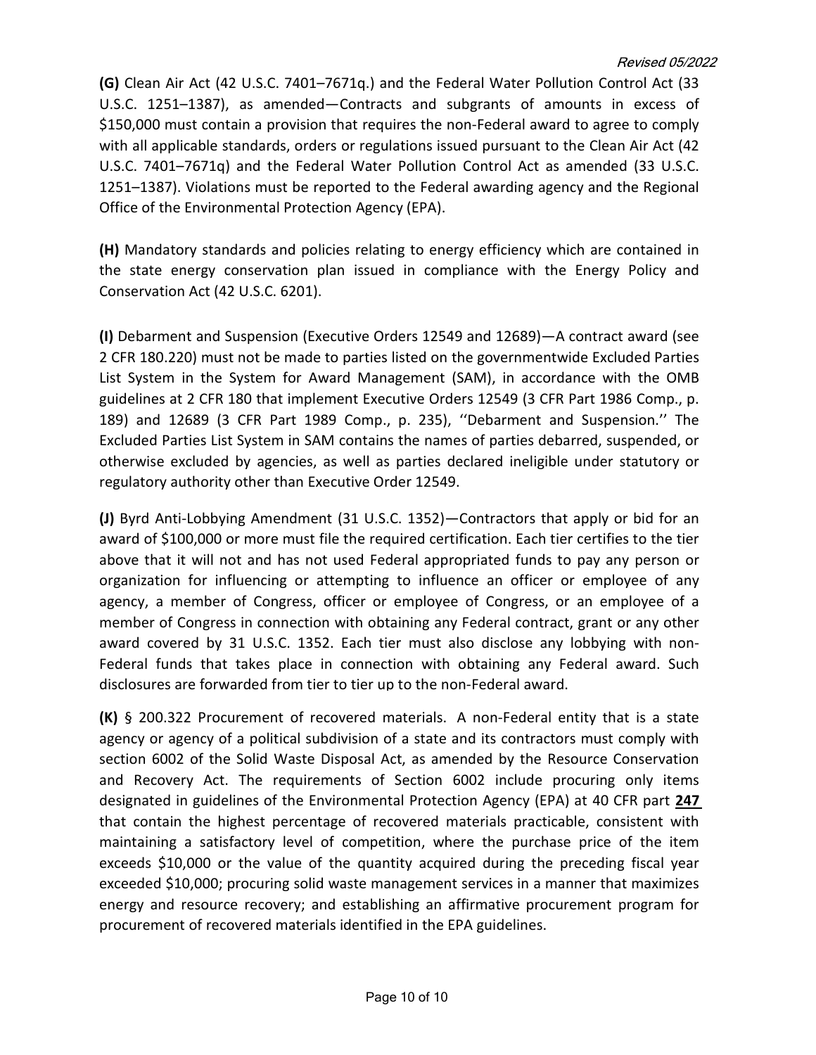**(G)** Clean Air Act (42 U.S.C. 7401–7671q.) and the Federal Water Pollution Control Act (33 U.S.C. 1251–1387), as amended—Contracts and subgrants of amounts in excess of $150,000 must contain a provision that requires the non-Federal award to agree to comply with all applicable standards, orders or regulations issued pursuant to the Clean Air Act (42 U.S.C. 7401–7671q) and the Federal Water Pollution Control Act as amended (33 U.S.C. 1251–1387). Violations must be reported to the Federal awarding agency and the Regional Office of the Environmental Protection Agency (EPA).

**(H)** Mandatory standards and policies relating to energy efficiency which are contained in the state energy conservation plan issued in compliance with the Energy Policy and Conservation Act (42 U.S.C. 6201).

**(I)** Debarment and Suspension (Executive Orders 12549 and 12689)—A contract award (see 2 CFR 180.220) must not be made to parties listed on the governmentwide Excluded Parties List System in the System for Award Management (SAM), in accordance with the OMB guidelines at 2 CFR 180 that implement Executive Orders 12549 (3 CFR Part 1986 Comp., p. 189) and 12689 (3 CFR Part 1989 Comp., p. 235), ''Debarment and Suspension.'' The Excluded Parties List System in SAM contains the names of parties debarred, suspended, or otherwise excluded by agencies, as well as parties declared ineligible under statutory or regulatory authority other than Executive Order 12549.

**(J)** Byrd Anti-Lobbying Amendment (31 U.S.C. 1352)—Contractors that apply or bid for an award of $100,000 or more must file the required certification. Each tier certifies to the tier above that it will not and has not used Federal appropriated funds to pay any person or organization for influencing or attempting to influence an officer or employee of any agency, a member of Congress, officer or employee of Congress, or an employee of a member of Congress in connection with obtaining any Federal contract, grant or any other award covered by 31 U.S.C. 1352. Each tier must also disclose any lobbying with non-Federal funds that takes place in connection with obtaining any Federal award. Such disclosures are forwarded from tier to tier up to the non-Federal award.

**(K)** § 200.322 Procurement of recovered materials. A non-Federal entity that is a state agency or agency of a political subdivision of a state and its contractors must comply with section 6002 of the Solid Waste Disposal Act, as amended by the Resource Conservation and Recovery Act. The requirements of Section 6002 include procuring only items designated in guidelines of the Environmental Protection Agency (EPA) at 40 CFR part **247** that contain the highest percentage of recovered materials practicable, consistent with maintaining a satisfactory level of competition, where the purchase price of the item exceeds $10,000 or the value of the quantity acquired during the preceding fiscal year exceeded $10,000; procuring solid waste management services in a manner that maximizes energy and resource recovery; and establishing an affirmative procurement program for procurement of recovered materials identified in the EPA guidelines.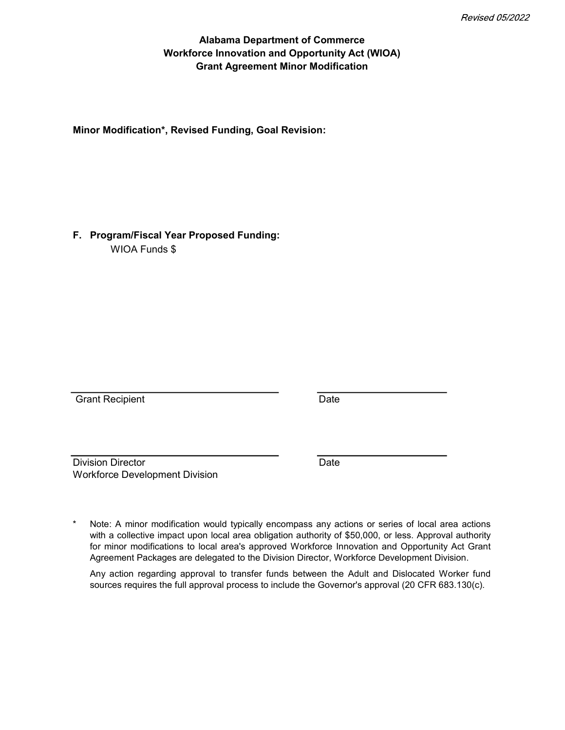*Revised 05/2022*

**Alabama Department of Commerce**
**Workforce Innovation and Opportunity Act (WIOA)**
**Grant Agreement Minor Modification**

**Minor Modification*, Revised Funding, Goal Revision:**

**F. Program/Fiscal Year Proposed Funding:**

WIOA Funds $

Grant Recipient ______________________ Date ______________

Division Director ______________________ Date ______________
Workforce Development Division

\* Note: A minor modification would typically encompass any actions or series of local area actions with a collective impact upon local area obligation authority of $50,000, or less. Approval authority for minor modifications to local area's approved Workforce Innovation and Opportunity Act Grant Agreement Packages are delegated to the Division Director, Workforce Development Division.

Any action regarding approval to transfer funds between the Adult and Dislocated Worker fund sources requires the full approval process to include the Governor's approval (20 CFR 683.130(c).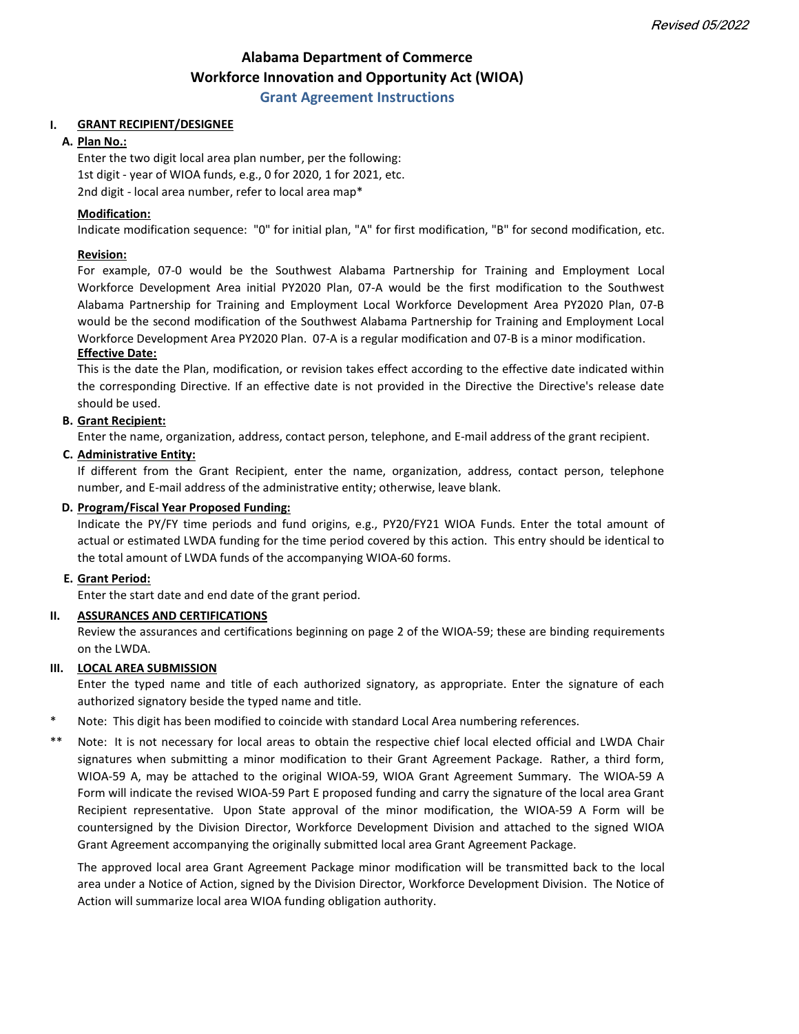*Revised 05/2022*

# Alabama Department of Commerce
# Workforce Innovation and Opportunity Act (WIOA)
## Grant Agreement Instructions

**I. GRANT RECIPIENT/DESIGNEE**

**A. Plan No.:**

Enter the two digit local area plan number, per the following:
1st digit - year of WIOA funds, e.g., 0 for 2020, 1 for 2021, etc.
2nd digit - local area number, refer to local area map*

**Modification:**

Indicate modification sequence: "0" for initial plan, "A" for first modification, "B" for second modification, etc.

**Revision:**

For example, 07-0 would be the Southwest Alabama Partnership for Training and Employment Local Workforce Development Area initial PY2020 Plan, 07-A would be the first modification to the Southwest Alabama Partnership for Training and Employment Local Workforce Development Area PY2020 Plan, 07-B would be the second modification of the Southwest Alabama Partnership for Training and Employment Local Workforce Development Area PY2020 Plan. 07-A is a regular modification and 07-B is a minor modification.

**Effective Date:**

This is the date the Plan, modification, or revision takes effect according to the effective date indicated within the corresponding Directive. If an effective date is not provided in the Directive the Directive's release date should be used.

**B. Grant Recipient:**

Enter the name, organization, address, contact person, telephone, and E-mail address of the grant recipient.

**C. Administrative Entity:**

If different from the Grant Recipient, enter the name, organization, address, contact person, telephone number, and E-mail address of the administrative entity; otherwise, leave blank.

**D. Program/Fiscal Year Proposed Funding:**

Indicate the PY/FY time periods and fund origins, e.g., PY20/FY21 WIOA Funds. Enter the total amount of actual or estimated LWDA funding for the time period covered by this action. This entry should be identical to the total amount of LWDA funds of the accompanying WIOA-60 forms.

**E. Grant Period:**

Enter the start date and end date of the grant period.

**II. ASSURANCES AND CERTIFICATIONS**

Review the assurances and certifications beginning on page 2 of the WIOA-59; these are binding requirements on the LWDA.

**III. LOCAL AREA SUBMISSION**

Enter the typed name and title of each authorized signatory, as appropriate. Enter the signature of each authorized signatory beside the typed name and title.

\* Note: This digit has been modified to coincide with standard Local Area numbering references.

\*\* Note: It is not necessary for local areas to obtain the respective chief local elected official and LWDA Chair signatures when submitting a minor modification to their Grant Agreement Package. Rather, a third form, WIOA-59 A, may be attached to the original WIOA-59, WIOA Grant Agreement Summary. The WIOA-59 A Form will indicate the revised WIOA-59 Part E proposed funding and carry the signature of the local area Grant Recipient representative. Upon State approval of the minor modification, the WIOA-59 A Form will be countersigned by the Division Director, Workforce Development Division and attached to the signed WIOA Grant Agreement accompanying the originally submitted local area Grant Agreement Package.

The approved local area Grant Agreement Package minor modification will be transmitted back to the local area under a Notice of Action, signed by the Division Director, Workforce Development Division. The Notice of Action will summarize local area WIOA funding obligation authority.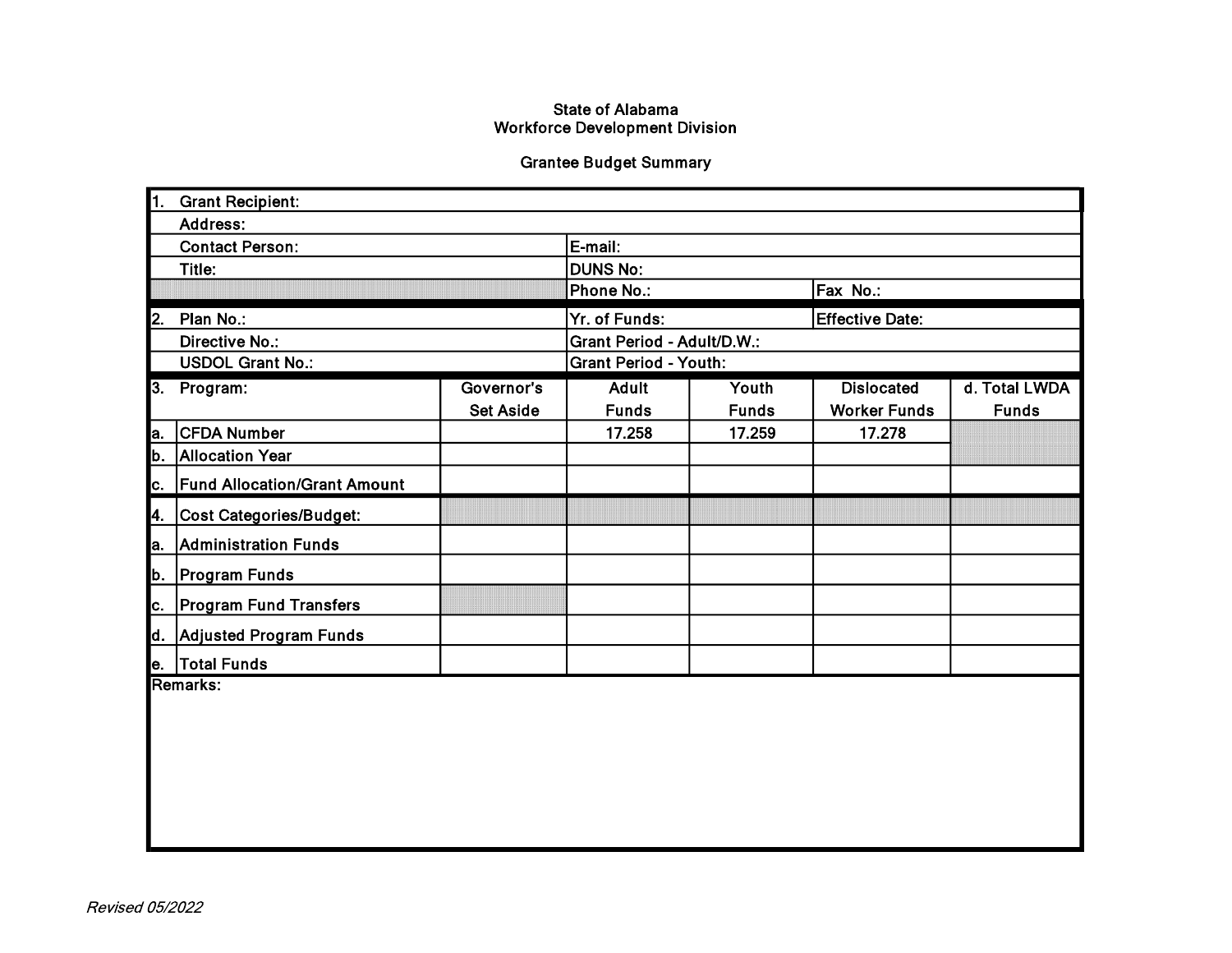State of Alabama
Workforce Development Division

Grantee Budget Summary

| 1. Grant Recipient: | | | | | | |
|---|---|---|---|---|---|---|
| Address: | | | | | | |
| Contact Person: | | | E-mail: | | | |
| Title: | | | DUNS No: | | | |
| | | | Phone No.: | | Fax No.: | |
| 2. Plan No.: | | | Yr. of Funds: | | Effective Date: | |
| Directive No.: | | | Grant Period - Adult/D.W.: | | | |
| USDOL Grant No.: | | | Grant Period - Youth: | | | |
| 3. | Program: | Governor's Set Aside | Adult Funds | Youth Funds | Dislocated Worker Funds | d. Total LWDA Funds |
| a. | CFDA Number | | 17.258 | 17.259 | 17.278 | |
| b. | Allocation Year | | | | | |
| c. | Fund Allocation/Grant Amount | | | | | |
| 4. | Cost Categories/Budget: | | | | | |
| a. | Administration Funds | | | | | |
| b. | Program Funds | | | | | |
| c. | Program Fund Transfers | | | | | |
| d. | Adjusted Program Funds | | | | | |
| e. | Total Funds | | | | | |

Remarks:

*Revised 05/2022*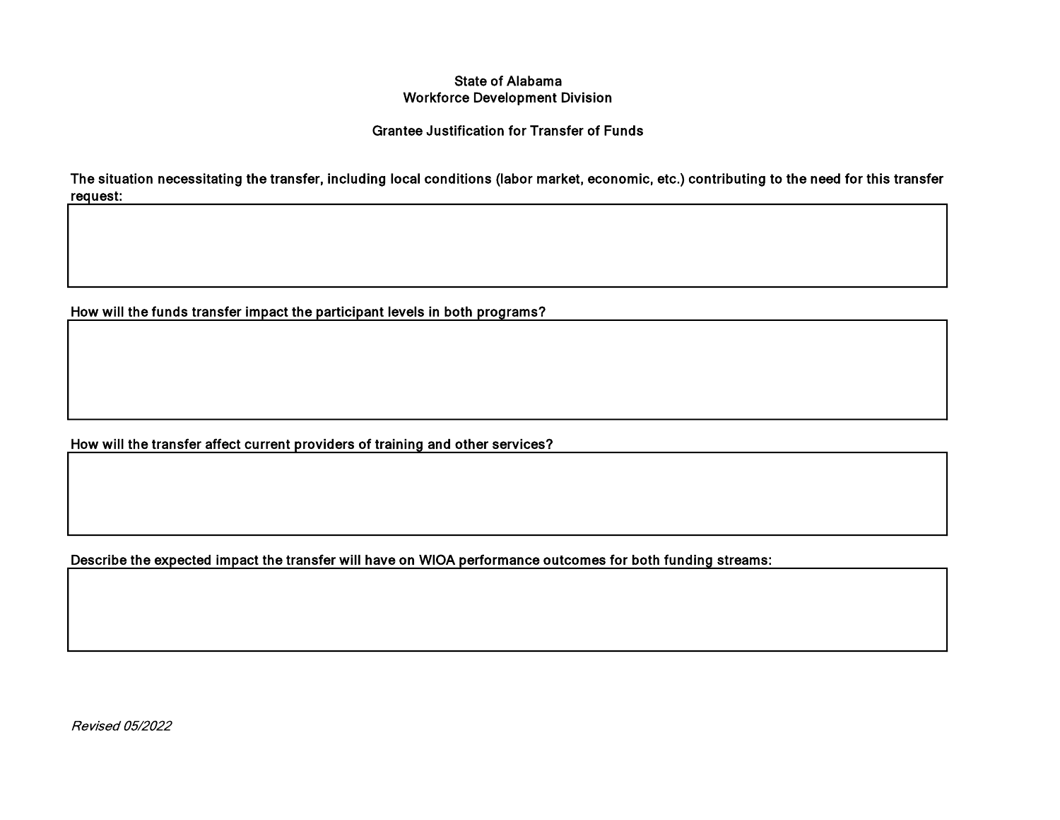State of Alabama
Workforce Development Division

Grantee Justification for Transfer of Funds

**The situation necessitating the transfer, including local conditions (labor market, economic, etc.) contributing to the need for this transfer request:**

| |
|---|
| |

**How will the funds transfer impact the participant levels in both programs?**

| |
|---|
| |

**How will the transfer affect current providers of training and other services?**

| |
|---|
| |

**Describe the expected impact the transfer will have on WIOA performance outcomes for both funding streams:**

| |
|---|
| |

*Revised 05/2022*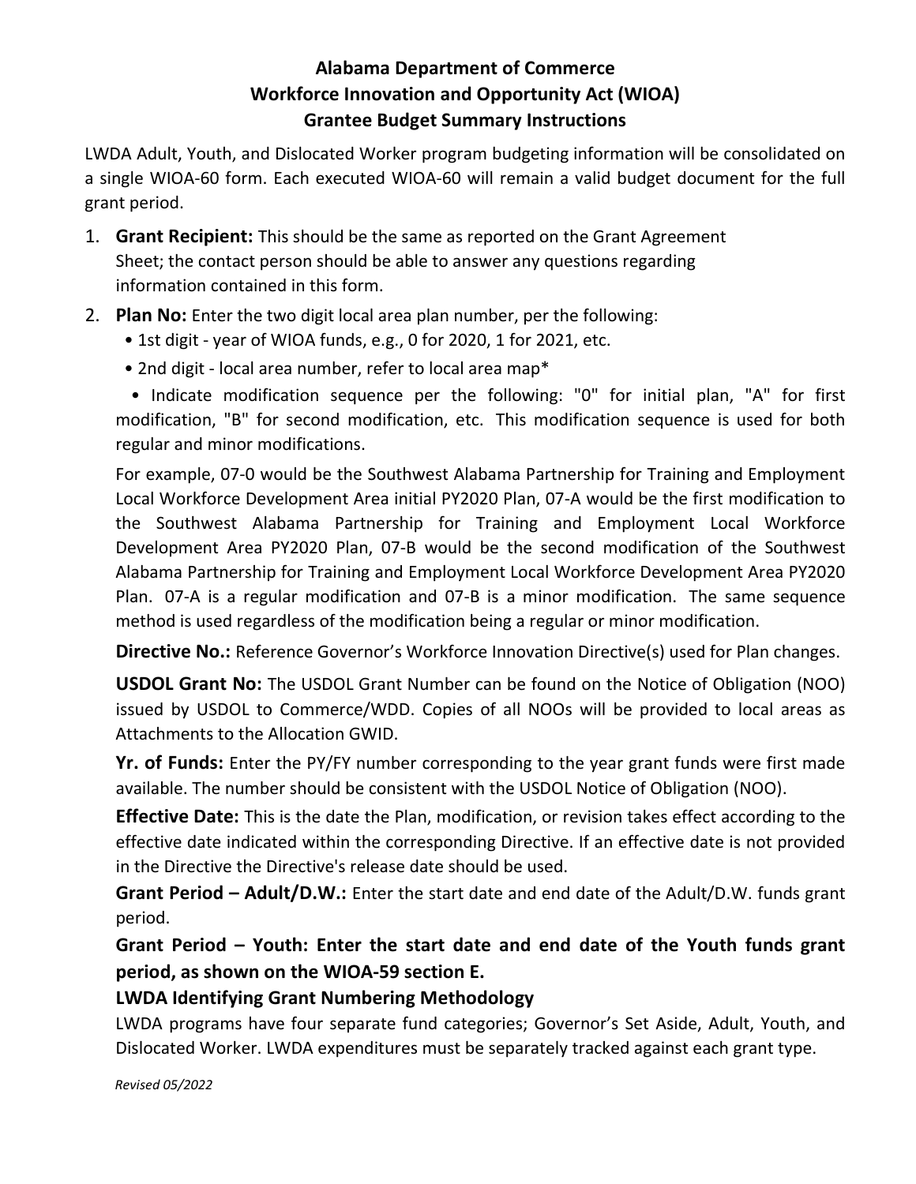# Alabama Department of Commerce
# Workforce Innovation and Opportunity Act (WIOA)
# Grantee Budget Summary Instructions

LWDA Adult, Youth, and Dislocated Worker program budgeting information will be consolidated on a single WIOA-60 form. Each executed WIOA-60 will remain a valid budget document for the full grant period.

1. **Grant Recipient:** This should be the same as reported on the Grant Agreement Sheet; the contact person should be able to answer any questions regarding information contained in this form.
2. **Plan No:** Enter the two digit local area plan number, per the following:
   - 1st digit - year of WIOA funds, e.g., 0 for 2020, 1 for 2021, etc.
   - 2nd digit - local area number, refer to local area map*
   - Indicate modification sequence per the following: "0" for initial plan, "A" for first modification, "B" for second modification, etc. This modification sequence is used for both regular and minor modifications.

   For example, 07-0 would be the Southwest Alabama Partnership for Training and Employment Local Workforce Development Area initial PY2020 Plan, 07-A would be the first modification to the Southwest Alabama Partnership for Training and Employment Local Workforce Development Area PY2020 Plan, 07-B would be the second modification of the Southwest Alabama Partnership for Training and Employment Local Workforce Development Area PY2020 Plan. 07-A is a regular modification and 07-B is a minor modification. The same sequence method is used regardless of the modification being a regular or minor modification.

   **Directive No.:** Reference Governor's Workforce Innovation Directive(s) used for Plan changes.

   **USDOL Grant No:** The USDOL Grant Number can be found on the Notice of Obligation (NOO) issued by USDOL to Commerce/WDD. Copies of all NOOs will be provided to local areas as Attachments to the Allocation GWID.

   **Yr. of Funds:** Enter the PY/FY number corresponding to the year grant funds were first made available. The number should be consistent with the USDOL Notice of Obligation (NOO).

   **Effective Date:** This is the date the Plan, modification, or revision takes effect according to the effective date indicated within the corresponding Directive. If an effective date is not provided in the Directive the Directive's release date should be used.

   **Grant Period – Adult/D.W.:** Enter the start date and end date of the Adult/D.W. funds grant period.

   **Grant Period – Youth: Enter the start date and end date of the Youth funds grant period, as shown on the WIOA-59 section E.**

   **LWDA Identifying Grant Numbering Methodology**

   LWDA programs have four separate fund categories; Governor's Set Aside, Adult, Youth, and Dislocated Worker. LWDA expenditures must be separately tracked against each grant type.

*Revised 05/2022*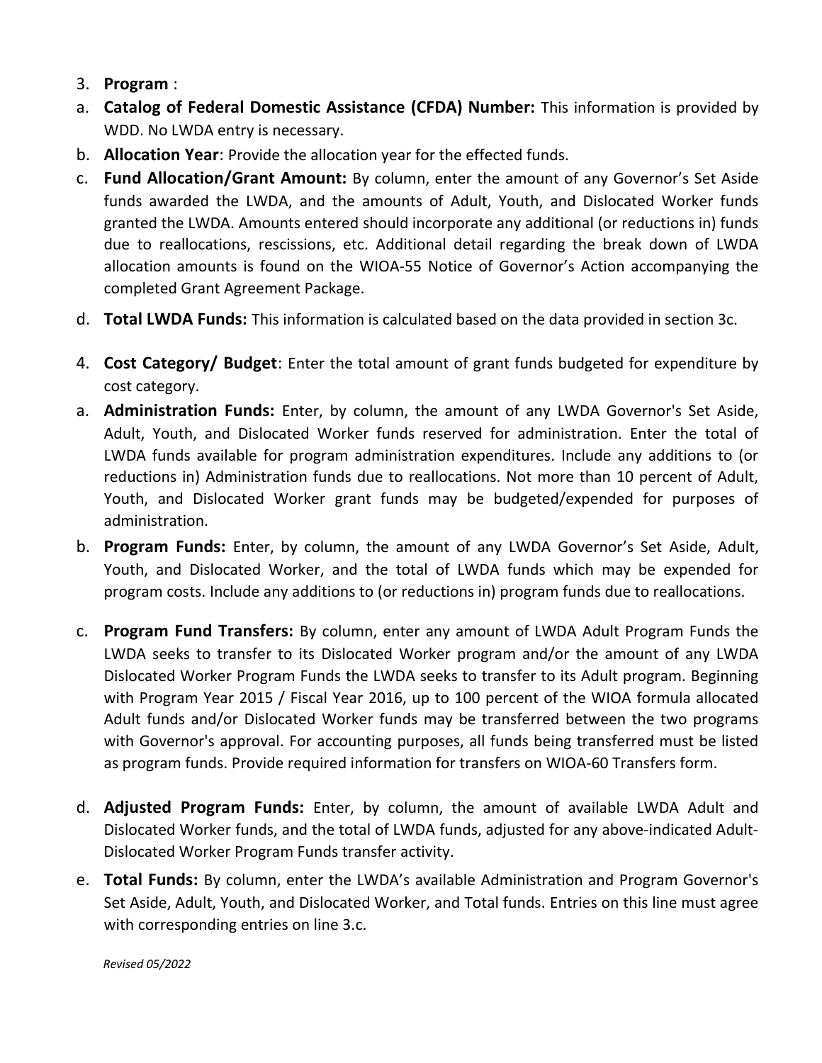3. **Program** :

a. **Catalog of Federal Domestic Assistance (CFDA) Number:** This information is provided by WDD. No LWDA entry is necessary.

b. **Allocation Year**: Provide the allocation year for the effected funds.

c. **Fund Allocation/Grant Amount:** By column, enter the amount of any Governor's Set Aside funds awarded the LWDA, and the amounts of Adult, Youth, and Dislocated Worker funds granted the LWDA. Amounts entered should incorporate any additional (or reductions in) funds due to reallocations, rescissions, etc. Additional detail regarding the break down of LWDA allocation amounts is found on the WIOA-55 Notice of Governor's Action accompanying the completed Grant Agreement Package.

d. **Total LWDA Funds:** This information is calculated based on the data provided in section 3c.

4. **Cost Category/ Budget**: Enter the total amount of grant funds budgeted for expenditure by cost category.

a. **Administration Funds:** Enter, by column, the amount of any LWDA Governor's Set Aside, Adult, Youth, and Dislocated Worker funds reserved for administration. Enter the total of LWDA funds available for program administration expenditures. Include any additions to (or reductions in) Administration funds due to reallocations. Not more than 10 percent of Adult, Youth, and Dislocated Worker grant funds may be budgeted/expended for purposes of administration.

b. **Program Funds:** Enter, by column, the amount of any LWDA Governor's Set Aside, Adult, Youth, and Dislocated Worker, and the total of LWDA funds which may be expended for program costs. Include any additions to (or reductions in) program funds due to reallocations.

c. **Program Fund Transfers:** By column, enter any amount of LWDA Adult Program Funds the LWDA seeks to transfer to its Dislocated Worker program and/or the amount of any LWDA Dislocated Worker Program Funds the LWDA seeks to transfer to its Adult program. Beginning with Program Year 2015 / Fiscal Year 2016, up to 100 percent of the WIOA formula allocated Adult funds and/or Dislocated Worker funds may be transferred between the two programs with Governor's approval. For accounting purposes, all funds being transferred must be listed as program funds. Provide required information for transfers on WIOA-60 Transfers form.

d. **Adjusted Program Funds:** Enter, by column, the amount of available LWDA Adult and Dislocated Worker funds, and the total of LWDA funds, adjusted for any above-indicated Adult-Dislocated Worker Program Funds transfer activity.

e. **Total Funds:** By column, enter the LWDA's available Administration and Program Governor's Set Aside, Adult, Youth, and Dislocated Worker, and Total funds. Entries on this line must agree with corresponding entries on line 3.c.

*Revised 05/2022*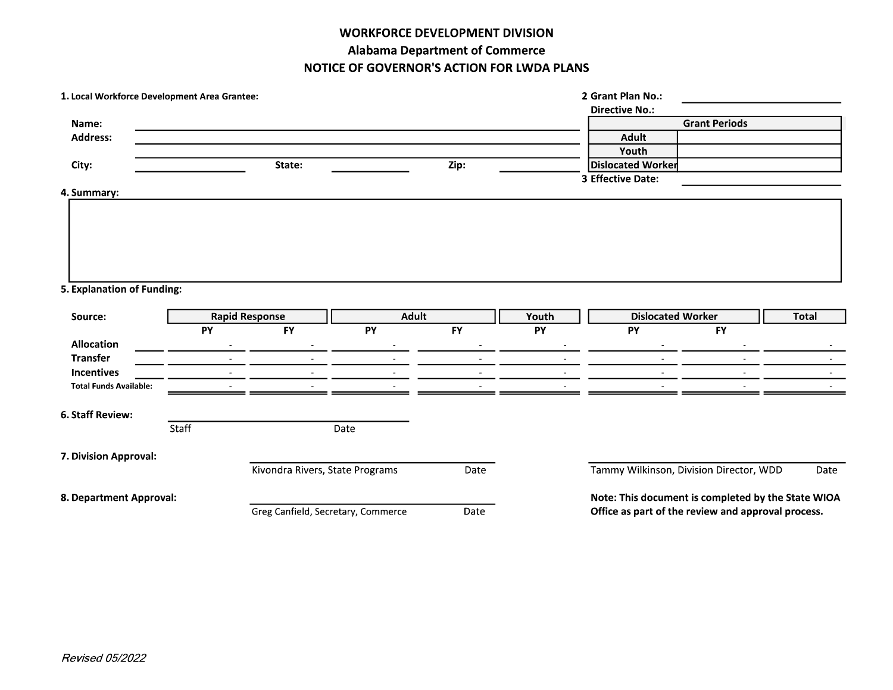# WORKFORCE DEVELOPMENT DIVISION
## Alabama Department of Commerce
## NOTICE OF GOVERNOR'S ACTION FOR LWDA PLANS

**1. Local Workforce Development Area Grantee:**

**Name:** ______________________

**Address:** ______________________

______________________

**City:** ____________ **State:** ____________ **Zip:** ____________

**2 Grant Plan No.:** ____________

**Directive No.:**

| Grant Periods | |
|---|---|
| Adult | |
| Youth | |
| Dislocated Worker | |

**3 Effective Date:** ____________

**4. Summary:**

| |
|---|
| |

**5. Explanation of Funding:**

| Source: | | Rapid Response | | Adult | | Youth | Dislocated Worker | | Total |
|---|---|---|---|---|---|---|---|---|---|
| | | PY | FY | PY | FY | PY | PY | FY | |
| Allocation | | - | - | - | - | - | - | - | - |
| Transfer | | - | - | - | - | - | - | - | - |
| Incentives | | - | - | - | - | - | - | - | - |
| Total Funds Available: | | - | - | - | - | - | - | - | - |

**6. Staff Review:** ______________________

Staff Date

**7. Division Approval:**

______________________
Kivondra Rivers, State Programs Date

______________________
Tammy Wilkinson, Division Director, WDD Date

**8. Department Approval:**

______________________
Greg Canfield, Secretary, Commerce Date

**Note: This document is completed by the State WIOA Office as part of the review and approval process.**

*Revised 05/2022*